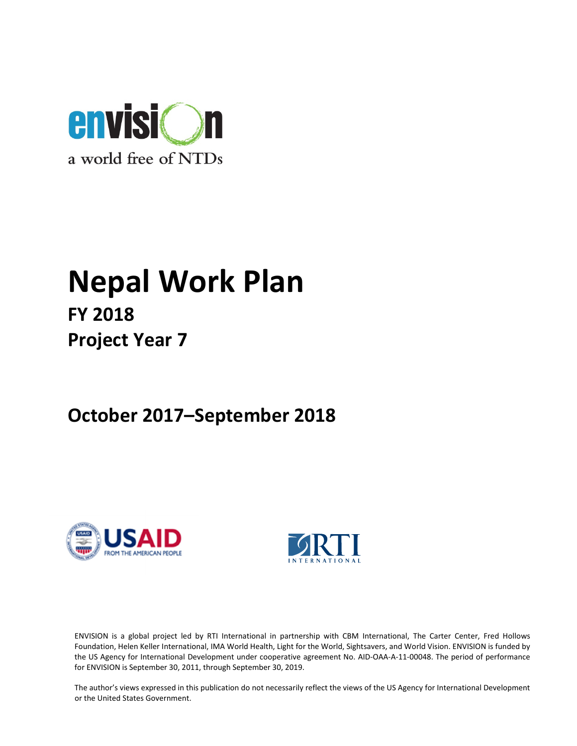envision

a world free of NTDs

# Nepal Work Plan

## FY 2018

## Project Year 7

## October 2017–September 2018

USAID FROM THE AMERICAN PEOPLE

RTI INTERNATIONAL

ENVISION is a global project led by RTI International in partnership with CBM International, The Carter Center, Fred Hollows Foundation, Helen Keller International, IMA World Health, Light for the World, Sightsavers, and World Vision. ENVISION is funded by the US Agency for International Development under cooperative agreement No. AID-OAA-A-11-00048. The period of performance for ENVISION is September 30, 2011, through September 30, 2019.

The author's views expressed in this publication do not necessarily reflect the views of the US Agency for International Development or the United States Government.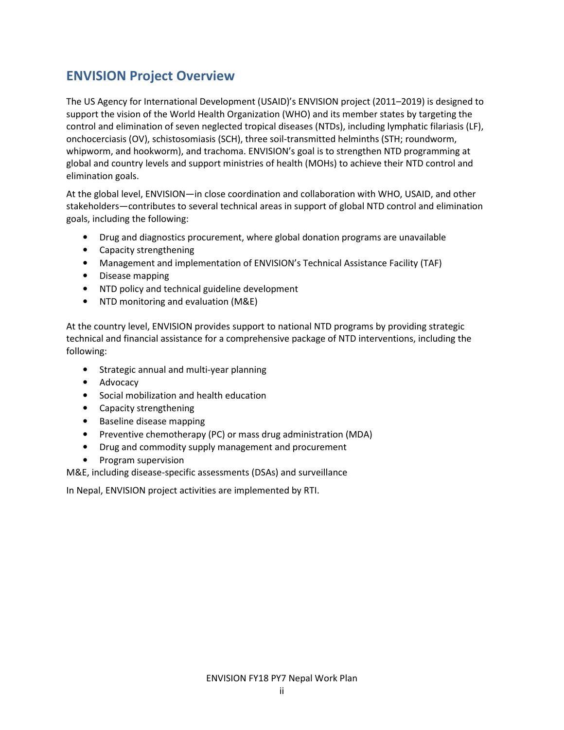## ENVISION Project Overview

The US Agency for International Development (USAID)'s ENVISION project (2011–2019) is designed to support the vision of the World Health Organization (WHO) and its member states by targeting the control and elimination of seven neglected tropical diseases (NTDs), including lymphatic filariasis (LF), onchocerciasis (OV), schistosomiasis (SCH), three soil-transmitted helminths (STH; roundworm, whipworm, and hookworm), and trachoma. ENVISION's goal is to strengthen NTD programming at global and country levels and support ministries of health (MOHs) to achieve their NTD control and elimination goals.

At the global level, ENVISION—in close coordination and collaboration with WHO, USAID, and other stakeholders—contributes to several technical areas in support of global NTD control and elimination goals, including the following:

- Drug and diagnostics procurement, where global donation programs are unavailable
- Capacity strengthening
- Management and implementation of ENVISION's Technical Assistance Facility (TAF)
- Disease mapping
- NTD policy and technical guideline development
- NTD monitoring and evaluation (M&E)

At the country level, ENVISION provides support to national NTD programs by providing strategic technical and financial assistance for a comprehensive package of NTD interventions, including the following:

- Strategic annual and multi-year planning
- Advocacy
- Social mobilization and health education
- Capacity strengthening
- Baseline disease mapping
- Preventive chemotherapy (PC) or mass drug administration (MDA)
- Drug and commodity supply management and procurement
- Program supervision

M&E, including disease-specific assessments (DSAs) and surveillance

In Nepal, ENVISION project activities are implemented by RTI.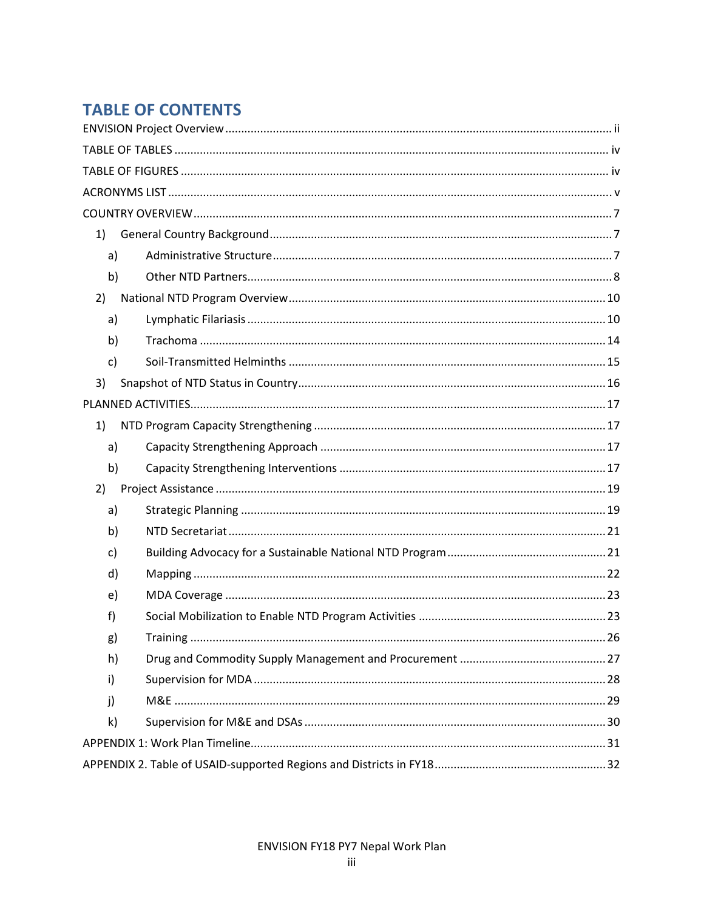# TABLE OF CONTENTS

ENVISION Project Overview .......... ii

TABLE OF TABLES .......... iv

TABLE OF FIGURES .......... iv

ACRONYMS LIST .......... v

COUNTRY OVERVIEW .......... 7

- 1) General Country Background .......... 7
  - a) Administrative Structure .......... 7
  - b) Other NTD Partners .......... 8
- 2) National NTD Program Overview .......... 10
  - a) Lymphatic Filariasis .......... 10
  - b) Trachoma .......... 14
  - c) Soil-Transmitted Helminths .......... 15
- 3) Snapshot of NTD Status in Country .......... 16

PLANNED ACTIVITIES .......... 17

- 1) NTD Program Capacity Strengthening .......... 17
  - a) Capacity Strengthening Approach .......... 17
  - b) Capacity Strengthening Interventions .......... 17
- 2) Project Assistance .......... 19
  - a) Strategic Planning .......... 19
  - b) NTD Secretariat .......... 21
  - c) Building Advocacy for a Sustainable National NTD Program .......... 21
  - d) Mapping .......... 22
  - e) MDA Coverage .......... 23
  - f) Social Mobilization to Enable NTD Program Activities .......... 23
  - g) Training .......... 26
  - h) Drug and Commodity Supply Management and Procurement .......... 27
  - i) Supervision for MDA .......... 28
  - j) M&E .......... 29
  - k) Supervision for M&E and DSAs .......... 30

APPENDIX 1: Work Plan Timeline .......... 31

APPENDIX 2. Table of USAID-supported Regions and Districts in FY18 .......... 32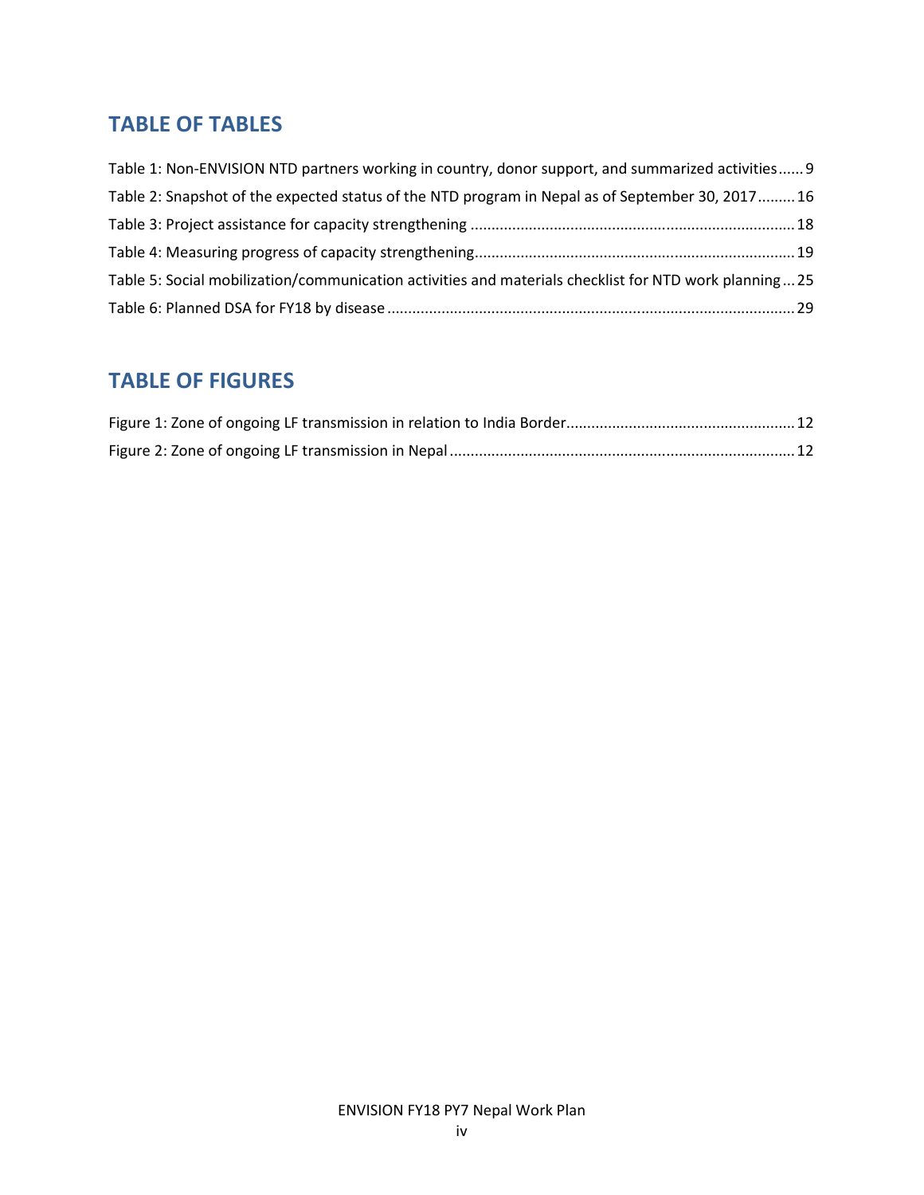## TABLE OF TABLES

Table 1: Non-ENVISION NTD partners working in country, donor support, and summarized activities...... 9

Table 2: Snapshot of the expected status of the NTD program in Nepal as of September 30, 2017......... 16

Table 3: Project assistance for capacity strengthening ........................................................................... 18

Table 4: Measuring progress of capacity strengthening........................................................................... 19

Table 5: Social mobilization/communication activities and materials checklist for NTD work planning ... 25

Table 6: Planned DSA for FY18 by disease ................................................................................................ 29

## TABLE OF FIGURES

Figure 1: Zone of ongoing LF transmission in relation to India Border...................................................... 12

Figure 2: Zone of ongoing LF transmission in Nepal ................................................................................. 12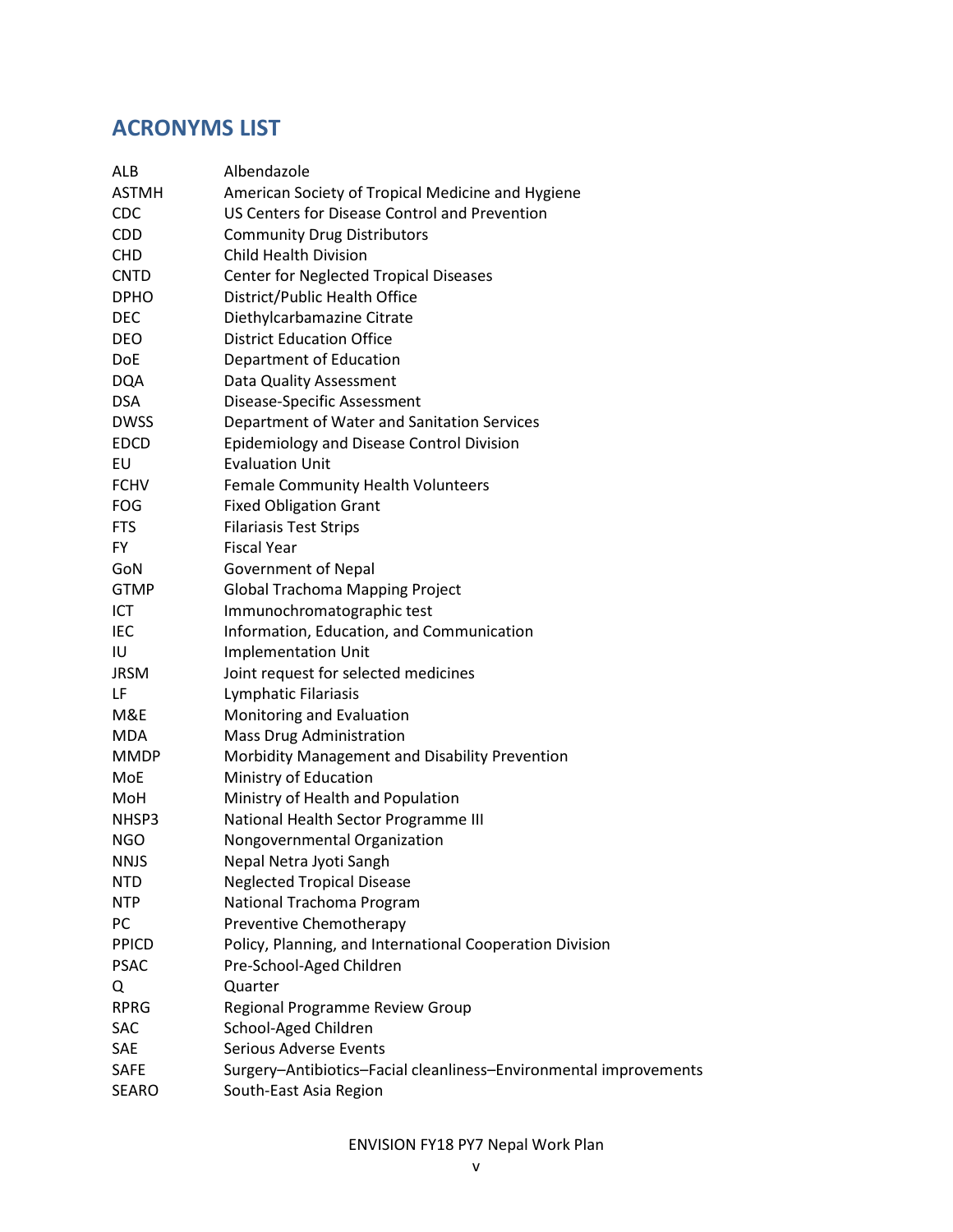## ACRONYMS LIST

| | |
|---|---|
| ALB | Albendazole |
| ASTMH | American Society of Tropical Medicine and Hygiene |
| CDC | US Centers for Disease Control and Prevention |
| CDD | Community Drug Distributors |
| CHD | Child Health Division |
| CNTD | Center for Neglected Tropical Diseases |
| DPHO | District/Public Health Office |
| DEC | Diethylcarbamazine Citrate |
| DEO | District Education Office |
| DoE | Department of Education |
| DQA | Data Quality Assessment |
| DSA | Disease-Specific Assessment |
| DWSS | Department of Water and Sanitation Services |
| EDCD | Epidemiology and Disease Control Division |
| EU | Evaluation Unit |
| FCHV | Female Community Health Volunteers |
| FOG | Fixed Obligation Grant |
| FTS | Filariasis Test Strips |
| FY | Fiscal Year |
| GoN | Government of Nepal |
| GTMP | Global Trachoma Mapping Project |
| ICT | Immunochromatographic test |
| IEC | Information, Education, and Communication |
| IU | Implementation Unit |
| JRSM | Joint request for selected medicines |
| LF | Lymphatic Filariasis |
| M&E | Monitoring and Evaluation |
| MDA | Mass Drug Administration |
| MMDP | Morbidity Management and Disability Prevention |
| MoE | Ministry of Education |
| MoH | Ministry of Health and Population |
| NHSP3 | National Health Sector Programme III |
| NGO | Nongovernmental Organization |
| NNJS | Nepal Netra Jyoti Sangh |
| NTD | Neglected Tropical Disease |
| NTP | National Trachoma Program |
| PC | Preventive Chemotherapy |
| PPICD | Policy, Planning, and International Cooperation Division |
| PSAC | Pre-School-Aged Children |
| Q | Quarter |
| RPRG | Regional Programme Review Group |
| SAC | School-Aged Children |
| SAE | Serious Adverse Events |
| SAFE | Surgery–Antibiotics–Facial cleanliness–Environmental improvements |
| SEARO | South-East Asia Region |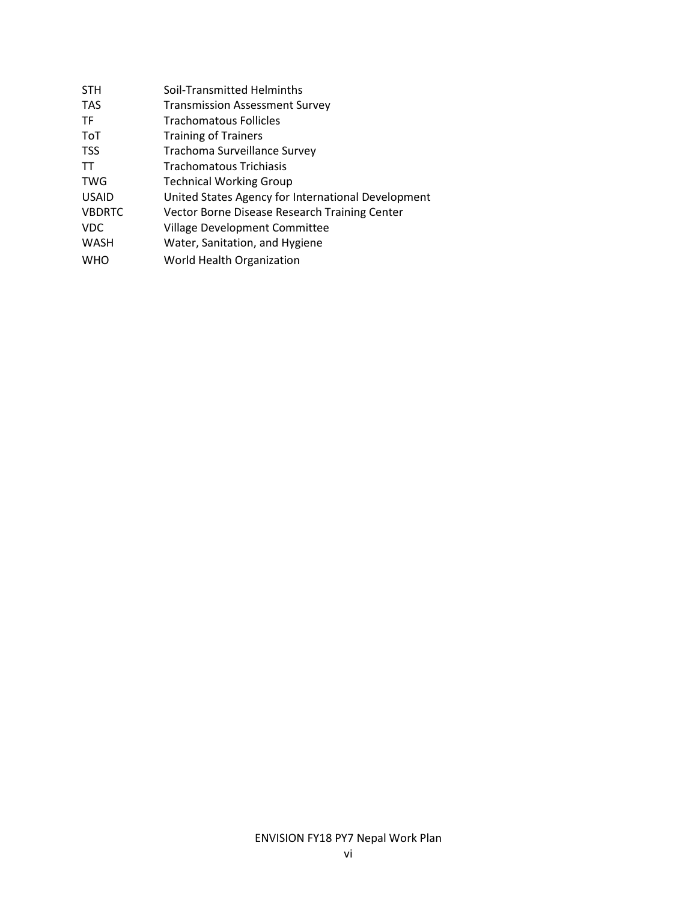| | |
|---|---|
| STH | Soil-Transmitted Helminths |
| TAS | Transmission Assessment Survey |
| TF | Trachomatous Follicles |
| ToT | Training of Trainers |
| TSS | Trachoma Surveillance Survey |
| TT | Trachomatous Trichiasis |
| TWG | Technical Working Group |
| USAID | United States Agency for International Development |
| VBDRTC | Vector Borne Disease Research Training Center |
| VDC | Village Development Committee |
| WASH | Water, Sanitation, and Hygiene |
| WHO | World Health Organization |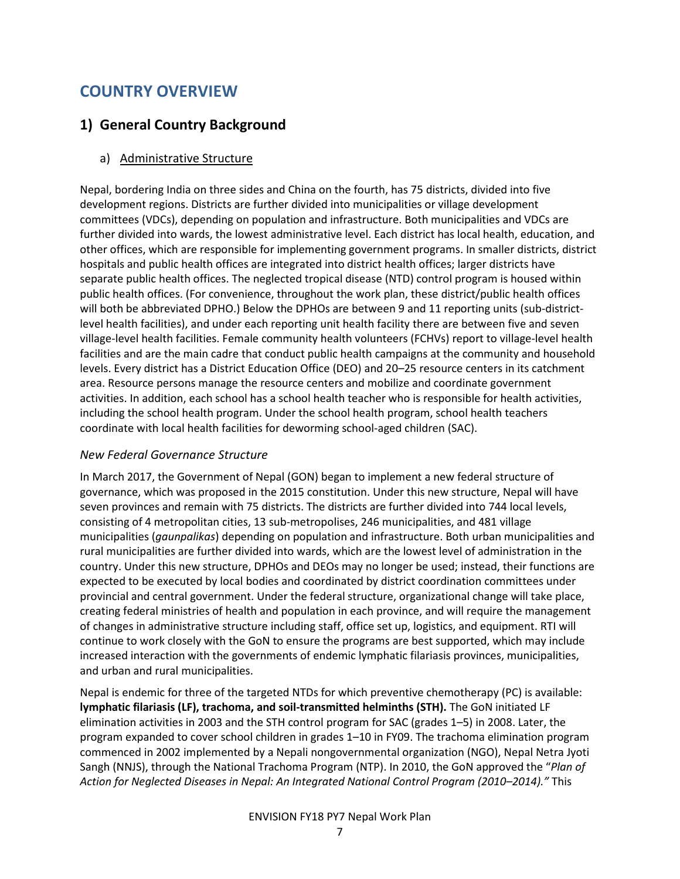# COUNTRY OVERVIEW

## 1) General Country Background

### a) Administrative Structure

Nepal, bordering India on three sides and China on the fourth, has 75 districts, divided into five development regions. Districts are further divided into municipalities or village development committees (VDCs), depending on population and infrastructure. Both municipalities and VDCs are further divided into wards, the lowest administrative level. Each district has local health, education, and other offices, which are responsible for implementing government programs. In smaller districts, district hospitals and public health offices are integrated into district health offices; larger districts have separate public health offices. The neglected tropical disease (NTD) control program is housed within public health offices. (For convenience, throughout the work plan, these district/public health offices will both be abbreviated DPHO.) Below the DPHOs are between 9 and 11 reporting units (sub-district-level health facilities), and under each reporting unit health facility there are between five and seven village-level health facilities. Female community health volunteers (FCHVs) report to village-level health facilities and are the main cadre that conduct public health campaigns at the community and household levels. Every district has a District Education Office (DEO) and 20–25 resource centers in its catchment area. Resource persons manage the resource centers and mobilize and coordinate government activities. In addition, each school has a school health teacher who is responsible for health activities, including the school health program. Under the school health program, school health teachers coordinate with local health facilities for deworming school-aged children (SAC).

*New Federal Governance Structure*

In March 2017, the Government of Nepal (GON) began to implement a new federal structure of governance, which was proposed in the 2015 constitution. Under this new structure, Nepal will have seven provinces and remain with 75 districts. The districts are further divided into 744 local levels, consisting of 4 metropolitan cities, 13 sub-metropolises, 246 municipalities, and 481 village municipalities (*gaunpalikas*) depending on population and infrastructure. Both urban municipalities and rural municipalities are further divided into wards, which are the lowest level of administration in the country. Under this new structure, DPHOs and DEOs may no longer be used; instead, their functions are expected to be executed by local bodies and coordinated by district coordination committees under provincial and central government. Under the federal structure, organizational change will take place, creating federal ministries of health and population in each province, and will require the management of changes in administrative structure including staff, office set up, logistics, and equipment. RTI will continue to work closely with the GoN to ensure the programs are best supported, which may include increased interaction with the governments of endemic lymphatic filariasis provinces, municipalities, and urban and rural municipalities.

Nepal is endemic for three of the targeted NTDs for which preventive chemotherapy (PC) is available: **lymphatic filariasis (LF), trachoma, and soil-transmitted helminths (STH).** The GoN initiated LF elimination activities in 2003 and the STH control program for SAC (grades 1–5) in 2008. Later, the program expanded to cover school children in grades 1–10 in FY09. The trachoma elimination program commenced in 2002 implemented by a Nepali nongovernmental organization (NGO), Nepal Netra Jyoti Sangh (NNJS), through the National Trachoma Program (NTP). In 2010, the GoN approved the "*Plan of Action for Neglected Diseases in Nepal: An Integrated National Control Program (2010–2014).*" This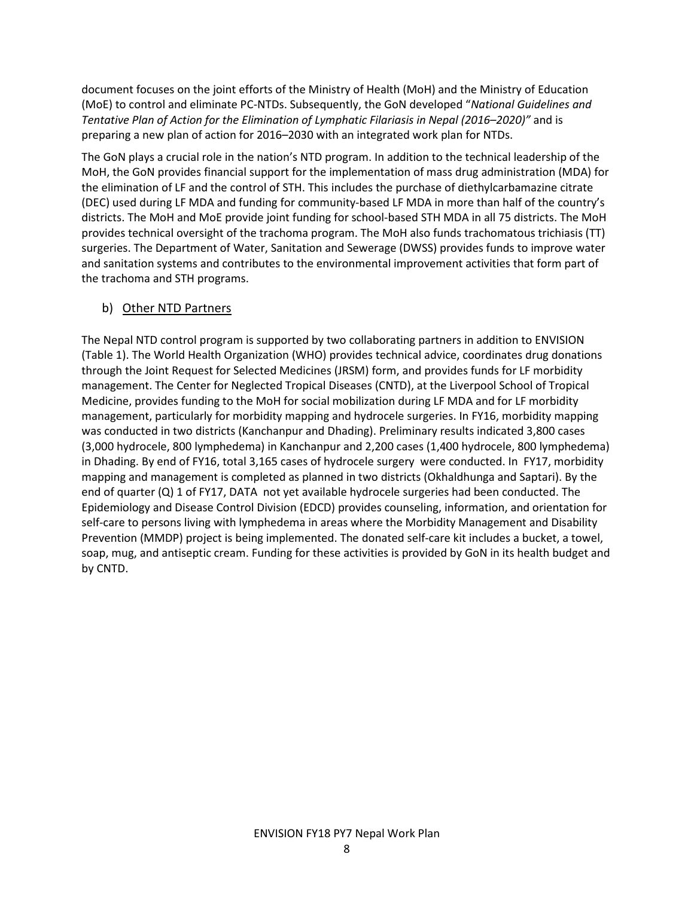document focuses on the joint efforts of the Ministry of Health (MoH) and the Ministry of Education (MoE) to control and eliminate PC-NTDs. Subsequently, the GoN developed "*National Guidelines and Tentative Plan of Action for the Elimination of Lymphatic Filariasis in Nepal (2016–2020)"* and is preparing a new plan of action for 2016–2030 with an integrated work plan for NTDs.

The GoN plays a crucial role in the nation's NTD program. In addition to the technical leadership of the MoH, the GoN provides financial support for the implementation of mass drug administration (MDA) for the elimination of LF and the control of STH. This includes the purchase of diethylcarbamazine citrate (DEC) used during LF MDA and funding for community-based LF MDA in more than half of the country's districts. The MoH and MoE provide joint funding for school-based STH MDA in all 75 districts. The MoH provides technical oversight of the trachoma program. The MoH also funds trachomatous trichiasis (TT) surgeries. The Department of Water, Sanitation and Sewerage (DWSS) provides funds to improve water and sanitation systems and contributes to the environmental improvement activities that form part of the trachoma and STH programs.

### b) Other NTD Partners

The Nepal NTD control program is supported by two collaborating partners in addition to ENVISION (Table 1). The World Health Organization (WHO) provides technical advice, coordinates drug donations through the Joint Request for Selected Medicines (JRSM) form, and provides funds for LF morbidity management. The Center for Neglected Tropical Diseases (CNTD), at the Liverpool School of Tropical Medicine, provides funding to the MoH for social mobilization during LF MDA and for LF morbidity management, particularly for morbidity mapping and hydrocele surgeries. In FY16, morbidity mapping was conducted in two districts (Kanchanpur and Dhading). Preliminary results indicated 3,800 cases (3,000 hydrocele, 800 lymphedema) in Kanchanpur and 2,200 cases (1,400 hydrocele, 800 lymphedema) in Dhading. By end of FY16, total 3,165 cases of hydrocele surgery were conducted. In FY17, morbidity mapping and management is completed as planned in two districts (Okhaldhunga and Saptari). By the end of quarter (Q) 1 of FY17, DATA not yet available hydrocele surgeries had been conducted. The Epidemiology and Disease Control Division (EDCD) provides counseling, information, and orientation for self-care to persons living with lymphedema in areas where the Morbidity Management and Disability Prevention (MMDP) project is being implemented. The donated self-care kit includes a bucket, a towel, soap, mug, and antiseptic cream. Funding for these activities is provided by GoN in its health budget and by CNTD.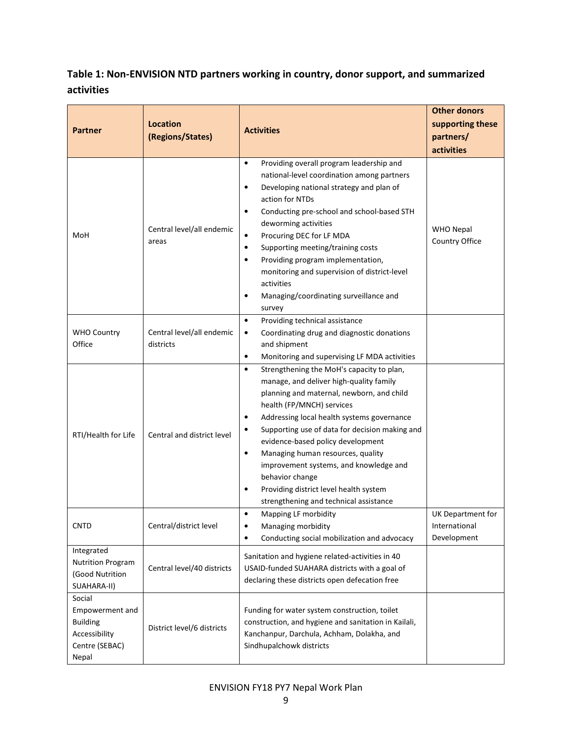**Table 1: Non-ENVISION NTD partners working in country, donor support, and summarized activities**

| Partner | Location (Regions/States) | Activities | Other donors supporting these partners/ activities |
|---|---|---|---|
| MoH | Central level/all endemic areas | • Providing overall program leadership and national-level coordination among partners<br>• Developing national strategy and plan of action for NTDs<br>• Conducting pre-school and school-based STH deworming activities<br>• Procuring DEC for LF MDA<br>• Supporting meeting/training costs<br>• Providing program implementation, monitoring and supervision of district-level activities<br>• Managing/coordinating surveillance and survey | WHO Nepal Country Office |
| WHO Country Office | Central level/all endemic districts | • Providing technical assistance<br>• Coordinating drug and diagnostic donations and shipment<br>• Monitoring and supervising LF MDA activities | |
| RTI/Health for Life | Central and district level | • Strengthening the MoH's capacity to plan, manage, and deliver high-quality family planning and maternal, newborn, and child health (FP/MNCH) services<br>• Addressing local health systems governance<br>• Supporting use of data for decision making and evidence-based policy development<br>• Managing human resources, quality improvement systems, and knowledge and behavior change<br>• Providing district level health system strengthening and technical assistance | |
| CNTD | Central/district level | • Mapping LF morbidity<br>• Managing morbidity<br>• Conducting social mobilization and advocacy | UK Department for International Development |
| Integrated Nutrition Program (Good Nutrition SUAHARA-II) | Central level/40 districts | Sanitation and hygiene related-activities in 40 USAID-funded SUAHARA districts with a goal of declaring these districts open defecation free | |
| Social Empowerment and Building Accessibility Centre (SEBAC) Nepal | District level/6 districts | Funding for water system construction, toilet construction, and hygiene and sanitation in Kailali, Kanchanpur, Darchula, Achham, Dolakha, and Sindhupalchowk districts | |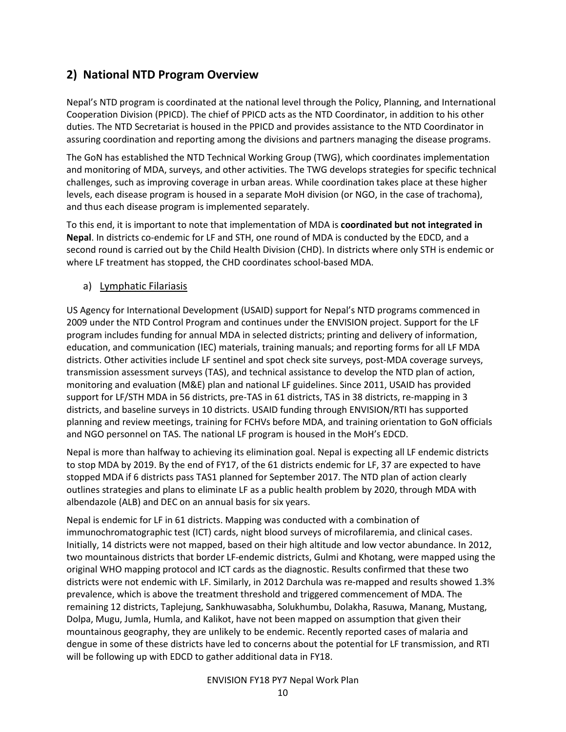## 2) National NTD Program Overview

Nepal's NTD program is coordinated at the national level through the Policy, Planning, and International Cooperation Division (PPICD). The chief of PPICD acts as the NTD Coordinator, in addition to his other duties. The NTD Secretariat is housed in the PPICD and provides assistance to the NTD Coordinator in assuring coordination and reporting among the divisions and partners managing the disease programs.

The GoN has established the NTD Technical Working Group (TWG), which coordinates implementation and monitoring of MDA, surveys, and other activities. The TWG develops strategies for specific technical challenges, such as improving coverage in urban areas. While coordination takes place at these higher levels, each disease program is housed in a separate MoH division (or NGO, in the case of trachoma), and thus each disease program is implemented separately.

To this end, it is important to note that implementation of MDA is **coordinated but not integrated in Nepal**. In districts co-endemic for LF and STH, one round of MDA is conducted by the EDCD, and a second round is carried out by the Child Health Division (CHD). In districts where only STH is endemic or where LF treatment has stopped, the CHD coordinates school-based MDA.

### a) Lymphatic Filariasis

US Agency for International Development (USAID) support for Nepal's NTD programs commenced in 2009 under the NTD Control Program and continues under the ENVISION project. Support for the LF program includes funding for annual MDA in selected districts; printing and delivery of information, education, and communication (IEC) materials, training manuals; and reporting forms for all LF MDA districts. Other activities include LF sentinel and spot check site surveys, post-MDA coverage surveys, transmission assessment surveys (TAS), and technical assistance to develop the NTD plan of action, monitoring and evaluation (M&E) plan and national LF guidelines. Since 2011, USAID has provided support for LF/STH MDA in 56 districts, pre-TAS in 61 districts, TAS in 38 districts, re-mapping in 3 districts, and baseline surveys in 10 districts. USAID funding through ENVISION/RTI has supported planning and review meetings, training for FCHVs before MDA, and training orientation to GoN officials and NGO personnel on TAS. The national LF program is housed in the MoH's EDCD.

Nepal is more than halfway to achieving its elimination goal. Nepal is expecting all LF endemic districts to stop MDA by 2019. By the end of FY17, of the 61 districts endemic for LF, 37 are expected to have stopped MDA if 6 districts pass TAS1 planned for September 2017. The NTD plan of action clearly outlines strategies and plans to eliminate LF as a public health problem by 2020, through MDA with albendazole (ALB) and DEC on an annual basis for six years.

Nepal is endemic for LF in 61 districts. Mapping was conducted with a combination of immunochromatographic test (ICT) cards, night blood surveys of microfilaremia, and clinical cases. Initially, 14 districts were not mapped, based on their high altitude and low vector abundance. In 2012, two mountainous districts that border LF-endemic districts, Gulmi and Khotang, were mapped using the original WHO mapping protocol and ICT cards as the diagnostic. Results confirmed that these two districts were not endemic with LF. Similarly, in 2012 Darchula was re-mapped and results showed 1.3% prevalence, which is above the treatment threshold and triggered commencement of MDA. The remaining 12 districts, Taplejung, Sankhuwasabha, Solukhumbu, Dolakha, Rasuwa, Manang, Mustang, Dolpa, Mugu, Jumla, Humla, and Kalikot, have not been mapped on assumption that given their mountainous geography, they are unlikely to be endemic. Recently reported cases of malaria and dengue in some of these districts have led to concerns about the potential for LF transmission, and RTI will be following up with EDCD to gather additional data in FY18.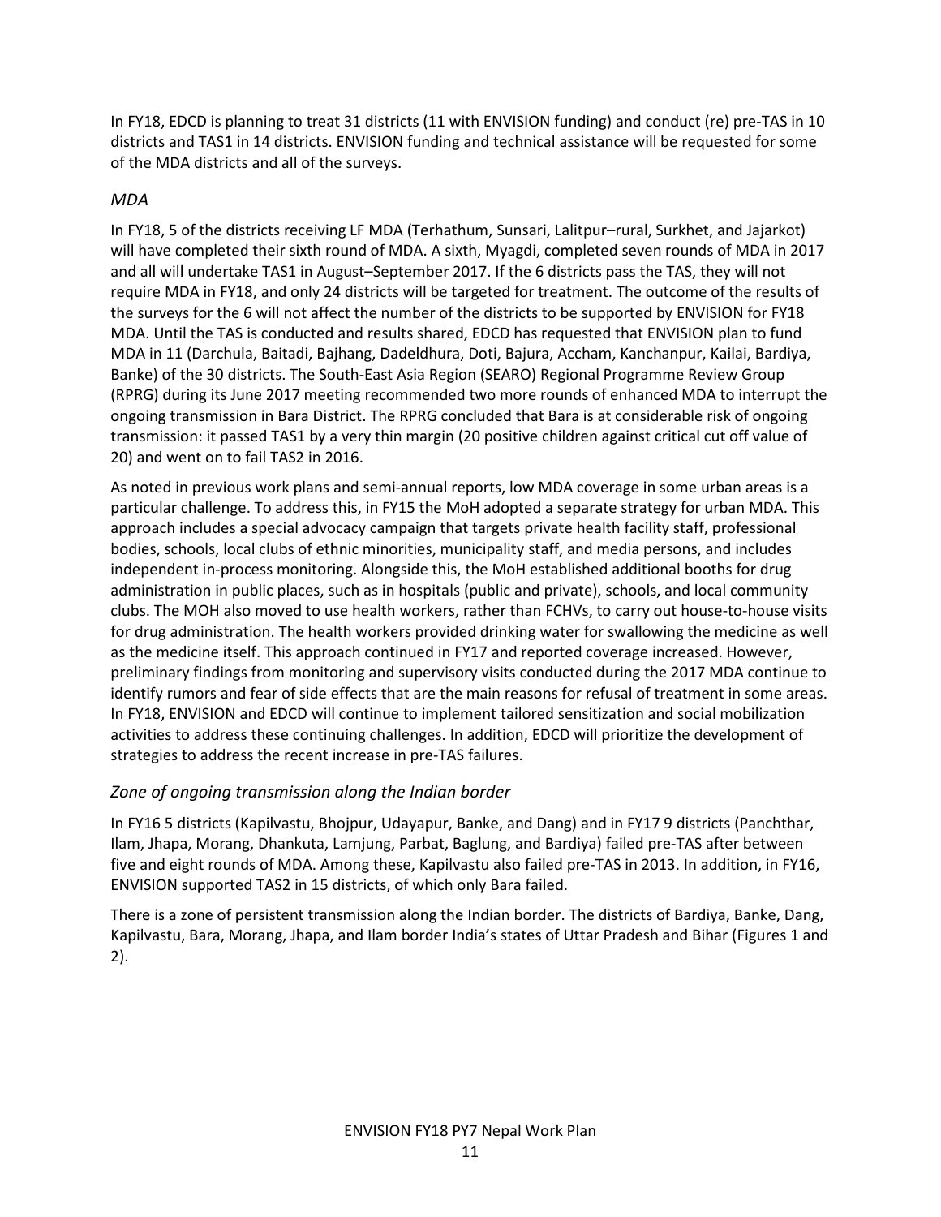In FY18, EDCD is planning to treat 31 districts (11 with ENVISION funding) and conduct (re) pre-TAS in 10 districts and TAS1 in 14 districts. ENVISION funding and technical assistance will be requested for some of the MDA districts and all of the surveys.

### *MDA*

In FY18, 5 of the districts receiving LF MDA (Terhathum, Sunsari, Lalitpur–rural, Surkhet, and Jajarkot) will have completed their sixth round of MDA. A sixth, Myagdi, completed seven rounds of MDA in 2017 and all will undertake TAS1 in August–September 2017. If the 6 districts pass the TAS, they will not require MDA in FY18, and only 24 districts will be targeted for treatment. The outcome of the results of the surveys for the 6 will not affect the number of the districts to be supported by ENVISION for FY18 MDA. Until the TAS is conducted and results shared, EDCD has requested that ENVISION plan to fund MDA in 11 (Darchula, Baitadi, Bajhang, Dadeldhura, Doti, Bajura, Accham, Kanchanpur, Kailai, Bardiya, Banke) of the 30 districts. The South-East Asia Region (SEARO) Regional Programme Review Group (RPRG) during its June 2017 meeting recommended two more rounds of enhanced MDA to interrupt the ongoing transmission in Bara District. The RPRG concluded that Bara is at considerable risk of ongoing transmission: it passed TAS1 by a very thin margin (20 positive children against critical cut off value of 20) and went on to fail TAS2 in 2016.

As noted in previous work plans and semi-annual reports, low MDA coverage in some urban areas is a particular challenge. To address this, in FY15 the MoH adopted a separate strategy for urban MDA. This approach includes a special advocacy campaign that targets private health facility staff, professional bodies, schools, local clubs of ethnic minorities, municipality staff, and media persons, and includes independent in-process monitoring. Alongside this, the MoH established additional booths for drug administration in public places, such as in hospitals (public and private), schools, and local community clubs. The MOH also moved to use health workers, rather than FCHVs, to carry out house-to-house visits for drug administration. The health workers provided drinking water for swallowing the medicine as well as the medicine itself. This approach continued in FY17 and reported coverage increased. However, preliminary findings from monitoring and supervisory visits conducted during the 2017 MDA continue to identify rumors and fear of side effects that are the main reasons for refusal of treatment in some areas. In FY18, ENVISION and EDCD will continue to implement tailored sensitization and social mobilization activities to address these continuing challenges. In addition, EDCD will prioritize the development of strategies to address the recent increase in pre-TAS failures.

### *Zone of ongoing transmission along the Indian border*

In FY16 5 districts (Kapilvastu, Bhojpur, Udayapur, Banke, and Dang) and in FY17 9 districts (Panchthar, Ilam, Jhapa, Morang, Dhankuta, Lamjung, Parbat, Baglung, and Bardiya) failed pre-TAS after between five and eight rounds of MDA. Among these, Kapilvastu also failed pre-TAS in 2013. In addition, in FY16, ENVISION supported TAS2 in 15 districts, of which only Bara failed.

There is a zone of persistent transmission along the Indian border. The districts of Bardiya, Banke, Dang, Kapilvastu, Bara, Morang, Jhapa, and Ilam border India's states of Uttar Pradesh and Bihar (Figures 1 and 2).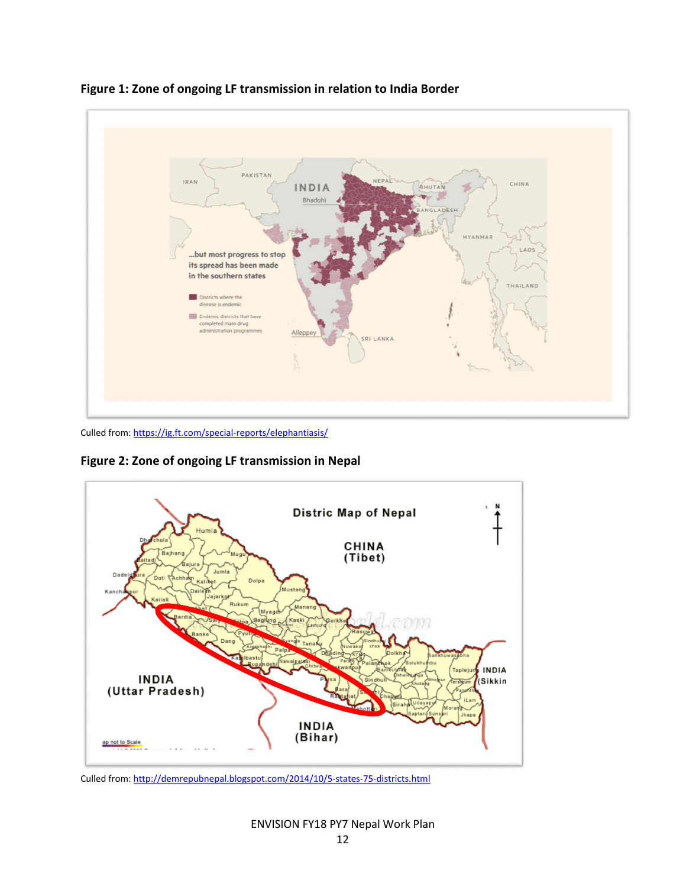**Figure 1: Zone of ongoing LF transmission in relation to India Border**

Culled from: https://ig.ft.com/special-reports/elephantiasis/

**Figure 2: Zone of ongoing LF transmission in Nepal**

Culled from: http://demrepubnepal.blogspot.com/2014/10/5-states-75-districts.html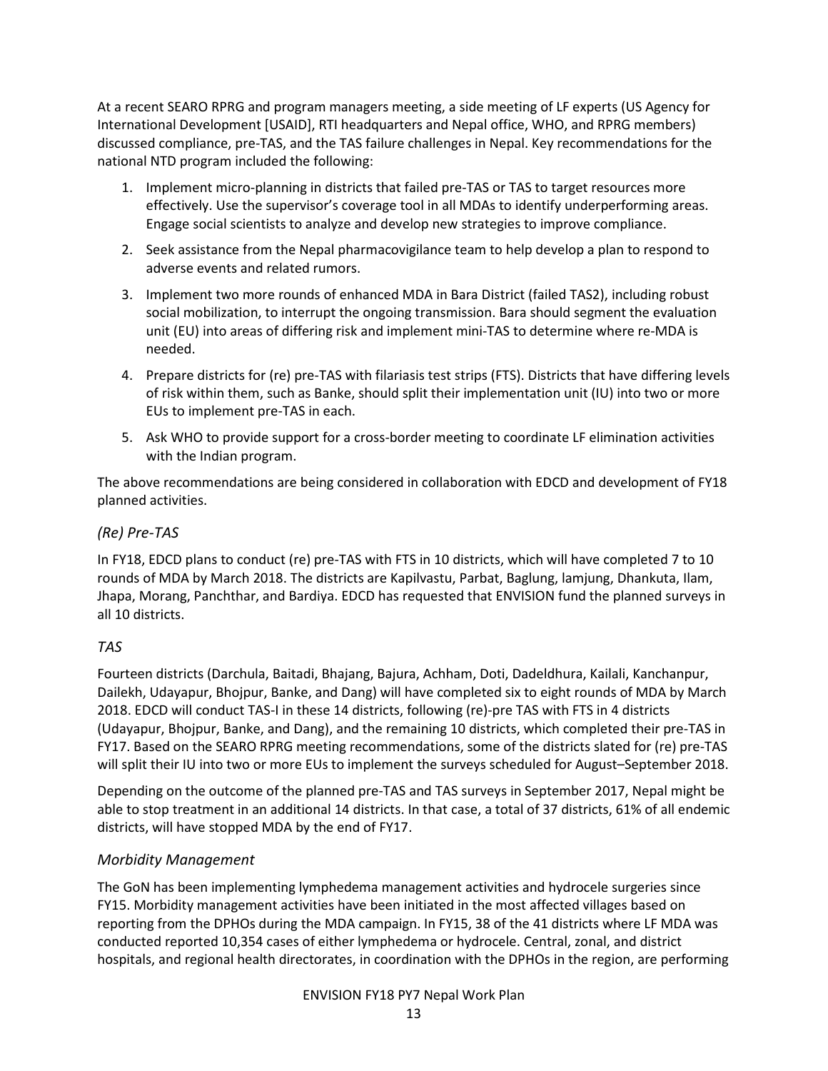At a recent SEARO RPRG and program managers meeting, a side meeting of LF experts (US Agency for International Development [USAID], RTI headquarters and Nepal office, WHO, and RPRG members) discussed compliance, pre-TAS, and the TAS failure challenges in Nepal. Key recommendations for the national NTD program included the following:

1. Implement micro-planning in districts that failed pre-TAS or TAS to target resources more effectively. Use the supervisor's coverage tool in all MDAs to identify underperforming areas. Engage social scientists to analyze and develop new strategies to improve compliance.
2. Seek assistance from the Nepal pharmacovigilance team to help develop a plan to respond to adverse events and related rumors.
3. Implement two more rounds of enhanced MDA in Bara District (failed TAS2), including robust social mobilization, to interrupt the ongoing transmission. Bara should segment the evaluation unit (EU) into areas of differing risk and implement mini-TAS to determine where re-MDA is needed.
4. Prepare districts for (re) pre-TAS with filariasis test strips (FTS). Districts that have differing levels of risk within them, such as Banke, should split their implementation unit (IU) into two or more EUs to implement pre-TAS in each.
5. Ask WHO to provide support for a cross-border meeting to coordinate LF elimination activities with the Indian program.

The above recommendations are being considered in collaboration with EDCD and development of FY18 planned activities.

### *(Re) Pre-TAS*

In FY18, EDCD plans to conduct (re) pre-TAS with FTS in 10 districts, which will have completed 7 to 10 rounds of MDA by March 2018. The districts are Kapilvastu, Parbat, Baglung, lamjung, Dhankuta, Ilam, Jhapa, Morang, Panchthar, and Bardiya. EDCD has requested that ENVISION fund the planned surveys in all 10 districts.

### *TAS*

Fourteen districts (Darchula, Baitadi, Bhajang, Bajura, Achham, Doti, Dadeldhura, Kailali, Kanchanpur, Dailekh, Udayapur, Bhojpur, Banke, and Dang) will have completed six to eight rounds of MDA by March 2018. EDCD will conduct TAS-I in these 14 districts, following (re)-pre TAS with FTS in 4 districts (Udayapur, Bhojpur, Banke, and Dang), and the remaining 10 districts, which completed their pre-TAS in FY17. Based on the SEARO RPRG meeting recommendations, some of the districts slated for (re) pre-TAS will split their IU into two or more EUs to implement the surveys scheduled for August–September 2018.

Depending on the outcome of the planned pre-TAS and TAS surveys in September 2017, Nepal might be able to stop treatment in an additional 14 districts. In that case, a total of 37 districts, 61% of all endemic districts, will have stopped MDA by the end of FY17.

### *Morbidity Management*

The GoN has been implementing lymphedema management activities and hydrocele surgeries since FY15. Morbidity management activities have been initiated in the most affected villages based on reporting from the DPHOs during the MDA campaign. In FY15, 38 of the 41 districts where LF MDA was conducted reported 10,354 cases of either lymphedema or hydrocele. Central, zonal, and district hospitals, and regional health directorates, in coordination with the DPHOs in the region, are performing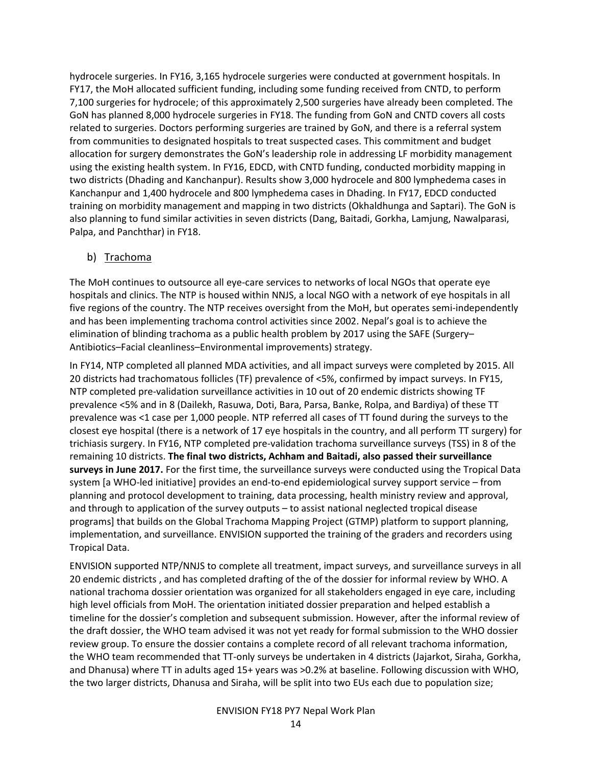hydrocele surgeries. In FY16, 3,165 hydrocele surgeries were conducted at government hospitals. In FY17, the MoH allocated sufficient funding, including some funding received from CNTD, to perform 7,100 surgeries for hydrocele; of this approximately 2,500 surgeries have already been completed. The GoN has planned 8,000 hydrocele surgeries in FY18. The funding from GoN and CNTD covers all costs related to surgeries. Doctors performing surgeries are trained by GoN, and there is a referral system from communities to designated hospitals to treat suspected cases. This commitment and budget allocation for surgery demonstrates the GoN's leadership role in addressing LF morbidity management using the existing health system. In FY16, EDCD, with CNTD funding, conducted morbidity mapping in two districts (Dhading and Kanchanpur). Results show 3,000 hydrocele and 800 lymphedema cases in Kanchanpur and 1,400 hydrocele and 800 lymphedema cases in Dhading. In FY17, EDCD conducted training on morbidity management and mapping in two districts (Okhaldhunga and Saptari). The GoN is also planning to fund similar activities in seven districts (Dang, Baitadi, Gorkha, Lamjung, Nawalparasi, Palpa, and Panchthar) in FY18.

### b) Trachoma

The MoH continues to outsource all eye-care services to networks of local NGOs that operate eye hospitals and clinics. The NTP is housed within NNJS, a local NGO with a network of eye hospitals in all five regions of the country. The NTP receives oversight from the MoH, but operates semi-independently and has been implementing trachoma control activities since 2002. Nepal's goal is to achieve the elimination of blinding trachoma as a public health problem by 2017 using the SAFE (Surgery–Antibiotics–Facial cleanliness–Environmental improvements) strategy.

In FY14, NTP completed all planned MDA activities, and all impact surveys were completed by 2015. All 20 districts had trachomatous follicles (TF) prevalence of <5%, confirmed by impact surveys. In FY15, NTP completed pre-validation surveillance activities in 10 out of 20 endemic districts showing TF prevalence <5% and in 8 (Dailekh, Rasuwa, Doti, Bara, Parsa, Banke, Rolpa, and Bardiya) of these TT prevalence was <1 case per 1,000 people. NTP referred all cases of TT found during the surveys to the closest eye hospital (there is a network of 17 eye hospitals in the country, and all perform TT surgery) for trichiasis surgery. In FY16, NTP completed pre-validation trachoma surveillance surveys (TSS) in 8 of the remaining 10 districts. **The final two districts, Achham and Baitadi, also passed their surveillance surveys in June 2017.** For the first time, the surveillance surveys were conducted using the Tropical Data system [a WHO-led initiative] provides an end-to-end epidemiological survey support service – from planning and protocol development to training, data processing, health ministry review and approval, and through to application of the survey outputs – to assist national neglected tropical disease programs] that builds on the Global Trachoma Mapping Project (GTMP) platform to support planning, implementation, and surveillance. ENVISION supported the training of the graders and recorders using Tropical Data.

ENVISION supported NTP/NNJS to complete all treatment, impact surveys, and surveillance surveys in all 20 endemic districts , and has completed drafting of the of the dossier for informal review by WHO. A national trachoma dossier orientation was organized for all stakeholders engaged in eye care, including high level officials from MoH. The orientation initiated dossier preparation and helped establish a timeline for the dossier's completion and subsequent submission. However, after the informal review of the draft dossier, the WHO team advised it was not yet ready for formal submission to the WHO dossier review group. To ensure the dossier contains a complete record of all relevant trachoma information, the WHO team recommended that TT-only surveys be undertaken in 4 districts (Jajarkot, Siraha, Gorkha, and Dhanusa) where TT in adults aged 15+ years was >0.2% at baseline. Following discussion with WHO, the two larger districts, Dhanusa and Siraha, will be split into two EUs each due to population size;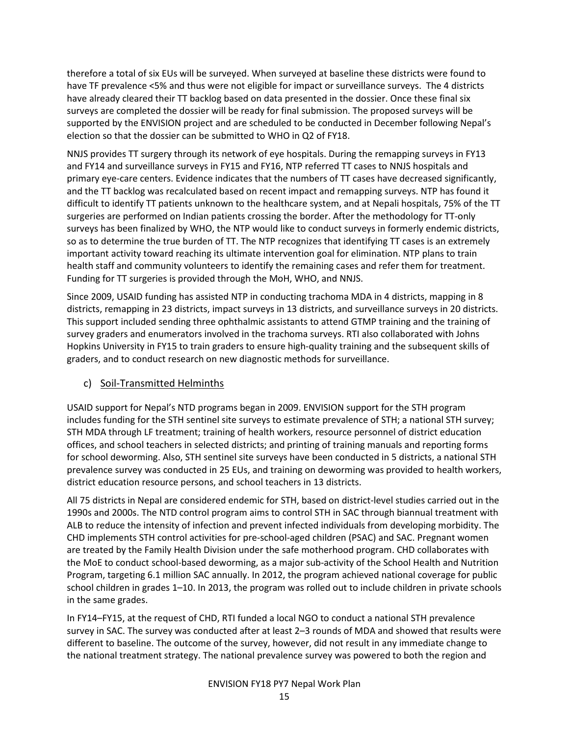therefore a total of six EUs will be surveyed. When surveyed at baseline these districts were found to have TF prevalence <5% and thus were not eligible for impact or surveillance surveys. The 4 districts have already cleared their TT backlog based on data presented in the dossier. Once these final six surveys are completed the dossier will be ready for final submission. The proposed surveys will be supported by the ENVISION project and are scheduled to be conducted in December following Nepal's election so that the dossier can be submitted to WHO in Q2 of FY18.

NNJS provides TT surgery through its network of eye hospitals. During the remapping surveys in FY13 and FY14 and surveillance surveys in FY15 and FY16, NTP referred TT cases to NNJS hospitals and primary eye-care centers. Evidence indicates that the numbers of TT cases have decreased significantly, and the TT backlog was recalculated based on recent impact and remapping surveys. NTP has found it difficult to identify TT patients unknown to the healthcare system, and at Nepali hospitals, 75% of the TT surgeries are performed on Indian patients crossing the border. After the methodology for TT-only surveys has been finalized by WHO, the NTP would like to conduct surveys in formerly endemic districts, so as to determine the true burden of TT. The NTP recognizes that identifying TT cases is an extremely important activity toward reaching its ultimate intervention goal for elimination. NTP plans to train health staff and community volunteers to identify the remaining cases and refer them for treatment. Funding for TT surgeries is provided through the MoH, WHO, and NNJS.

Since 2009, USAID funding has assisted NTP in conducting trachoma MDA in 4 districts, mapping in 8 districts, remapping in 23 districts, impact surveys in 13 districts, and surveillance surveys in 20 districts. This support included sending three ophthalmic assistants to attend GTMP training and the training of survey graders and enumerators involved in the trachoma surveys. RTI also collaborated with Johns Hopkins University in FY15 to train graders to ensure high-quality training and the subsequent skills of graders, and to conduct research on new diagnostic methods for surveillance.

### c) Soil-Transmitted Helminths

USAID support for Nepal's NTD programs began in 2009. ENVISION support for the STH program includes funding for the STH sentinel site surveys to estimate prevalence of STH; a national STH survey; STH MDA through LF treatment; training of health workers, resource personnel of district education offices, and school teachers in selected districts; and printing of training manuals and reporting forms for school deworming. Also, STH sentinel site surveys have been conducted in 5 districts, a national STH prevalence survey was conducted in 25 EUs, and training on deworming was provided to health workers, district education resource persons, and school teachers in 13 districts.

All 75 districts in Nepal are considered endemic for STH, based on district-level studies carried out in the 1990s and 2000s. The NTD control program aims to control STH in SAC through biannual treatment with ALB to reduce the intensity of infection and prevent infected individuals from developing morbidity. The CHD implements STH control activities for pre-school-aged children (PSAC) and SAC. Pregnant women are treated by the Family Health Division under the safe motherhood program. CHD collaborates with the MoE to conduct school-based deworming, as a major sub-activity of the School Health and Nutrition Program, targeting 6.1 million SAC annually. In 2012, the program achieved national coverage for public school children in grades 1–10. In 2013, the program was rolled out to include children in private schools in the same grades.

In FY14–FY15, at the request of CHD, RTI funded a local NGO to conduct a national STH prevalence survey in SAC. The survey was conducted after at least 2–3 rounds of MDA and showed that results were different to baseline. The outcome of the survey, however, did not result in any immediate change to the national treatment strategy. The national prevalence survey was powered to both the region and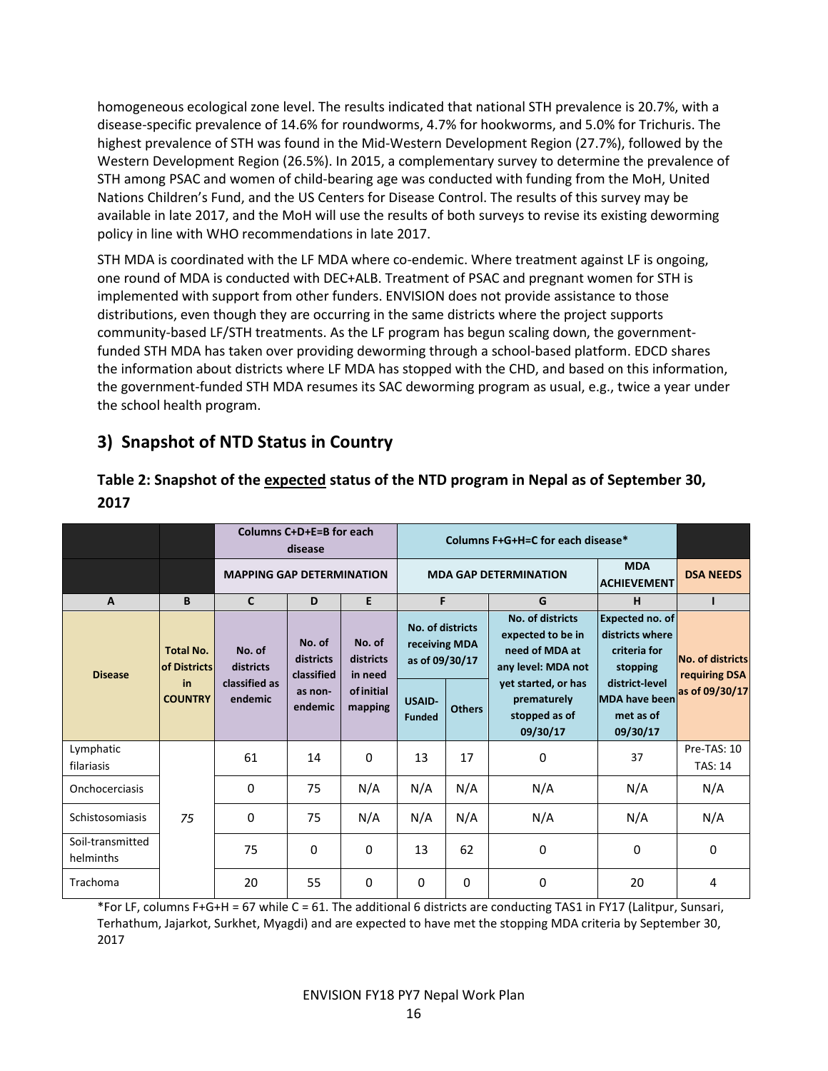homogeneous ecological zone level. The results indicated that national STH prevalence is 20.7%, with a disease-specific prevalence of 14.6% for roundworms, 4.7% for hookworms, and 5.0% for Trichuris. The highest prevalence of STH was found in the Mid-Western Development Region (27.7%), followed by the Western Development Region (26.5%). In 2015, a complementary survey to determine the prevalence of STH among PSAC and women of child-bearing age was conducted with funding from the MoH, United Nations Children's Fund, and the US Centers for Disease Control. The results of this survey may be available in late 2017, and the MoH will use the results of both surveys to revise its existing deworming policy in line with WHO recommendations in late 2017.

STH MDA is coordinated with the LF MDA where co-endemic. Where treatment against LF is ongoing, one round of MDA is conducted with DEC+ALB. Treatment of PSAC and pregnant women for STH is implemented with support from other funders. ENVISION does not provide assistance to those distributions, even though they are occurring in the same districts where the project supports community-based LF/STH treatments. As the LF program has begun scaling down, the government-funded STH MDA has taken over providing deworming through a school-based platform. EDCD shares the information about districts where LF MDA has stopped with the CHD, and based on this information, the government-funded STH MDA resumes its SAC deworming program as usual, e.g., twice a year under the school health program.

## 3) Snapshot of NTD Status in Country

### Table 2: Snapshot of the expected status of the NTD program in Nepal as of September 30, 2017

| | | Columns C+D+E=B for each disease | | | Columns F+G+H=C for each disease* | | | | |
|---|---|---|---|---|---|---|---|---|---|
| | | MAPPING GAP DETERMINATION | | | MDA GAP DETERMINATION | | | MDA ACHIEVEMENT | DSA NEEDS |
| A | B | C | D | E | F | | G | H | I |
| Disease | Total No. of Districts in COUNTRY | No. of districts classified as endemic | No. of districts classified as non-endemic | No. of districts in need of initial mapping | No. of districts receiving MDA as of 09/30/17 | | No. of districts expected to be in need of MDA at any level: MDA not yet started, or has prematurely stopped as of 09/30/17 | Expected no. of districts where criteria for stopping district-level MDA have been met as of 09/30/17 | No. of districts requiring DSA as of 09/30/17 |
| | | | | | USAID-Funded | Others | | | |
| Lymphatic filariasis | 75 | 61 | 14 | 0 | 13 | 17 | 0 | 37 | Pre-TAS: 10<br>TAS: 14 |
| Onchocerciasis | | 0 | 75 | N/A | N/A | N/A | N/A | N/A | N/A |
| Schistosomiasis | | 0 | 75 | N/A | N/A | N/A | N/A | N/A | N/A |
| Soil-transmitted helminths | | 75 | 0 | 0 | 13 | 62 | 0 | 0 | 0 |
| Trachoma | | 20 | 55 | 0 | 0 | 0 | 0 | 20 | 4 |

*For LF, columns F+G+H = 67 while C = 61. The additional 6 districts are conducting TAS1 in FY17 (Lalitpur, Sunsari, Terhathum, Jajarkot, Surkhet, Myagdi) and are expected to have met the stopping MDA criteria by September 30, 2017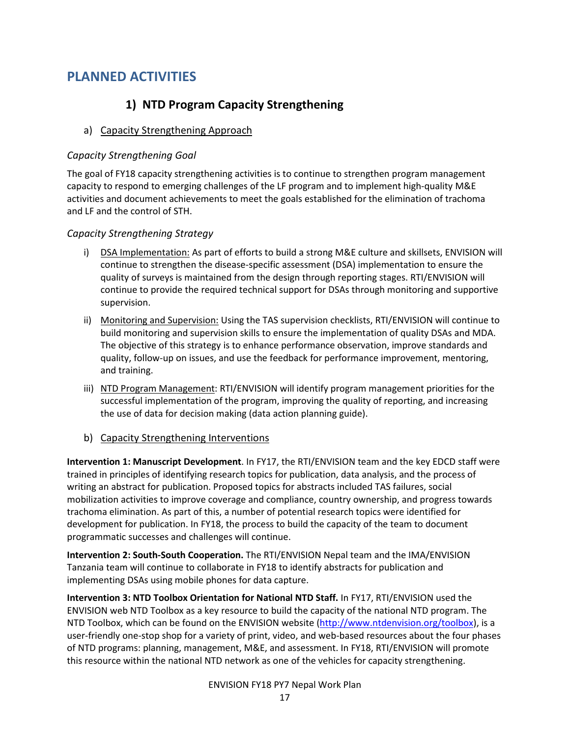# PLANNED ACTIVITIES

## 1) NTD Program Capacity Strengthening

### a) Capacity Strengthening Approach

*Capacity Strengthening Goal*

The goal of FY18 capacity strengthening activities is to continue to strengthen program management capacity to respond to emerging challenges of the LF program and to implement high-quality M&E activities and document achievements to meet the goals established for the elimination of trachoma and LF and the control of STH.

*Capacity Strengthening Strategy*

i) DSA Implementation: As part of efforts to build a strong M&E culture and skillsets, ENVISION will continue to strengthen the disease-specific assessment (DSA) implementation to ensure the quality of surveys is maintained from the design through reporting stages. RTI/ENVISION will continue to provide the required technical support for DSAs through monitoring and supportive supervision.

ii) Monitoring and Supervision: Using the TAS supervision checklists, RTI/ENVISION will continue to build monitoring and supervision skills to ensure the implementation of quality DSAs and MDA. The objective of this strategy is to enhance performance observation, improve standards and quality, follow-up on issues, and use the feedback for performance improvement, mentoring, and training.

iii) NTD Program Management: RTI/ENVISION will identify program management priorities for the successful implementation of the program, improving the quality of reporting, and increasing the use of data for decision making (data action planning guide).

### b) Capacity Strengthening Interventions

**Intervention 1: Manuscript Development**. In FY17, the RTI/ENVISION team and the key EDCD staff were trained in principles of identifying research topics for publication, data analysis, and the process of writing an abstract for publication. Proposed topics for abstracts included TAS failures, social mobilization activities to improve coverage and compliance, country ownership, and progress towards trachoma elimination. As part of this, a number of potential research topics were identified for development for publication. In FY18, the process to build the capacity of the team to document programmatic successes and challenges will continue.

**Intervention 2: South-South Cooperation.** The RTI/ENVISION Nepal team and the IMA/ENVISION Tanzania team will continue to collaborate in FY18 to identify abstracts for publication and implementing DSAs using mobile phones for data capture.

**Intervention 3: NTD Toolbox Orientation for National NTD Staff.** In FY17, RTI/ENVISION used the ENVISION web NTD Toolbox as a key resource to build the capacity of the national NTD program. The NTD Toolbox, which can be found on the ENVISION website (http://www.ntdenvision.org/toolbox), is a user-friendly one-stop shop for a variety of print, video, and web-based resources about the four phases of NTD programs: planning, management, M&E, and assessment. In FY18, RTI/ENVISION will promote this resource within the national NTD network as one of the vehicles for capacity strengthening.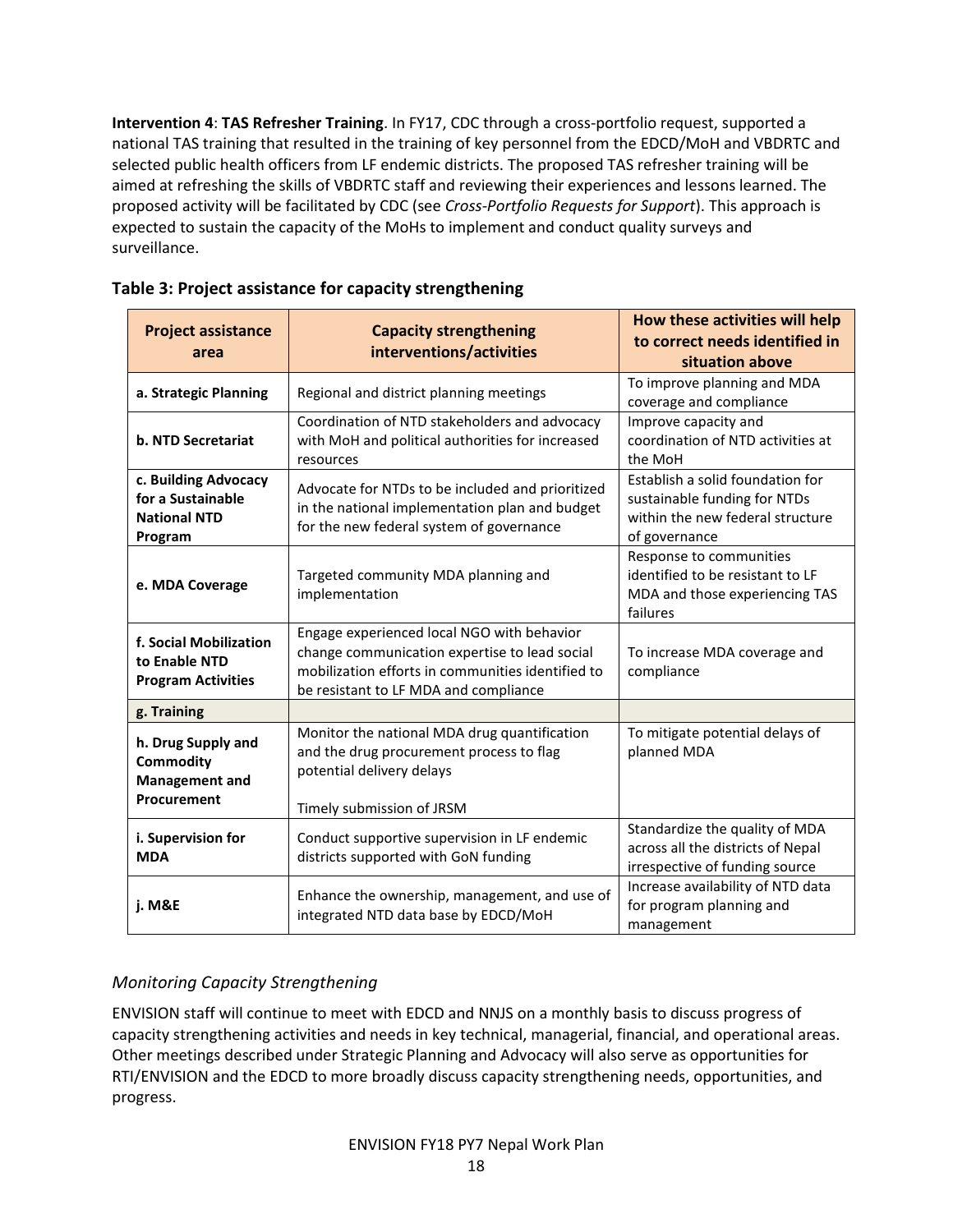**Intervention 4**: **TAS Refresher Training**. In FY17, CDC through a cross-portfolio request, supported a national TAS training that resulted in the training of key personnel from the EDCD/MoH and VBDRTC and selected public health officers from LF endemic districts. The proposed TAS refresher training will be aimed at refreshing the skills of VBDRTC staff and reviewing their experiences and lessons learned. The proposed activity will be facilitated by CDC (see *Cross-Portfolio Requests for Support*). This approach is expected to sustain the capacity of the MoHs to implement and conduct quality surveys and surveillance.

**Table 3: Project assistance for capacity strengthening**

| Project assistance area | Capacity strengthening interventions/activities | How these activities will help to correct needs identified in situation above |
|---|---|---|
| **a. Strategic Planning** | Regional and district planning meetings | To improve planning and MDA coverage and compliance |
| **b. NTD Secretariat** | Coordination of NTD stakeholders and advocacy with MoH and political authorities for increased resources | Improve capacity and coordination of NTD activities at the MoH |
| **c. Building Advocacy for a Sustainable National NTD Program** | Advocate for NTDs to be included and prioritized in the national implementation plan and budget for the new federal system of governance | Establish a solid foundation for sustainable funding for NTDs within the new federal structure of governance |
| **e. MDA Coverage** | Targeted community MDA planning and implementation | Response to communities identified to be resistant to LF MDA and those experiencing TAS failures |
| **f. Social Mobilization to Enable NTD Program Activities** | Engage experienced local NGO with behavior change communication expertise to lead social mobilization efforts in communities identified to be resistant to LF MDA and compliance | To increase MDA coverage and compliance |
| **g. Training** | | |
| **h. Drug Supply and Commodity Management and Procurement** | Monitor the national MDA drug quantification and the drug procurement process to flag potential delivery delays<br><br>Timely submission of JRSM | To mitigate potential delays of planned MDA |
| **i. Supervision for MDA** | Conduct supportive supervision in LF endemic districts supported with GoN funding | Standardize the quality of MDA across all the districts of Nepal irrespective of funding source |
| **j. M&E** | Enhance the ownership, management, and use of integrated NTD data base by EDCD/MoH | Increase availability of NTD data for program planning and management |

### *Monitoring Capacity Strengthening*

ENVISION staff will continue to meet with EDCD and NNJS on a monthly basis to discuss progress of capacity strengthening activities and needs in key technical, managerial, financial, and operational areas. Other meetings described under Strategic Planning and Advocacy will also serve as opportunities for RTI/ENVISION and the EDCD to more broadly discuss capacity strengthening needs, opportunities, and progress.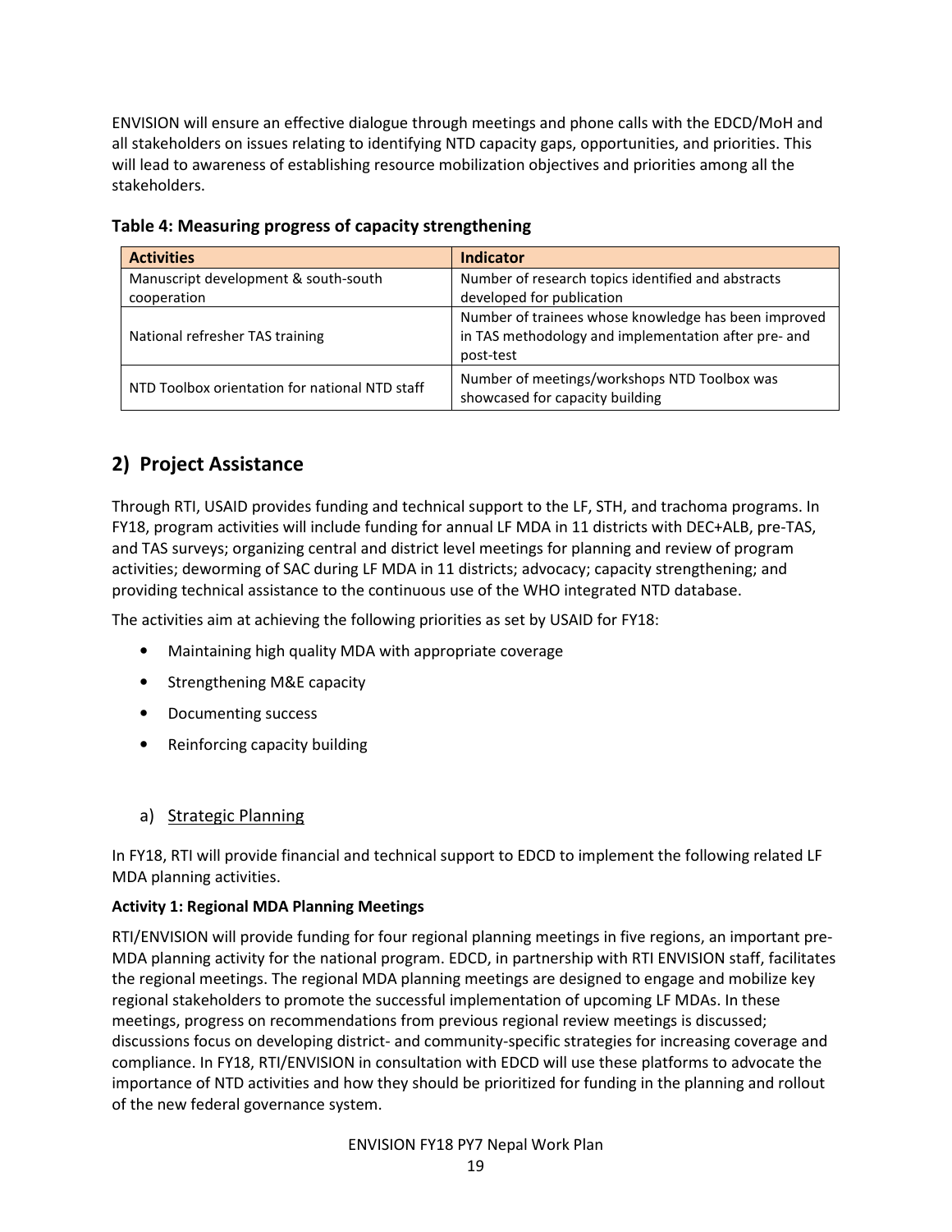ENVISION will ensure an effective dialogue through meetings and phone calls with the EDCD/MoH and all stakeholders on issues relating to identifying NTD capacity gaps, opportunities, and priorities. This will lead to awareness of establishing resource mobilization objectives and priorities among all the stakeholders.

**Table 4: Measuring progress of capacity strengthening**

| Activities | Indicator |
|---|---|
| Manuscript development & south-south cooperation | Number of research topics identified and abstracts developed for publication |
| National refresher TAS training | Number of trainees whose knowledge has been improved in TAS methodology and implementation after pre- and post-test |
| NTD Toolbox orientation for national NTD staff | Number of meetings/workshops NTD Toolbox was showcased for capacity building |

## 2) Project Assistance

Through RTI, USAID provides funding and technical support to the LF, STH, and trachoma programs. In FY18, program activities will include funding for annual LF MDA in 11 districts with DEC+ALB, pre-TAS, and TAS surveys; organizing central and district level meetings for planning and review of program activities; deworming of SAC during LF MDA in 11 districts; advocacy; capacity strengthening; and providing technical assistance to the continuous use of the WHO integrated NTD database.

The activities aim at achieving the following priorities as set by USAID for FY18:

- Maintaining high quality MDA with appropriate coverage
- Strengthening M&E capacity
- Documenting success
- Reinforcing capacity building

### a) Strategic Planning

In FY18, RTI will provide financial and technical support to EDCD to implement the following related LF MDA planning activities.

**Activity 1: Regional MDA Planning Meetings**

RTI/ENVISION will provide funding for four regional planning meetings in five regions, an important pre-MDA planning activity for the national program. EDCD, in partnership with RTI ENVISION staff, facilitates the regional meetings. The regional MDA planning meetings are designed to engage and mobilize key regional stakeholders to promote the successful implementation of upcoming LF MDAs. In these meetings, progress on recommendations from previous regional review meetings is discussed; discussions focus on developing district- and community-specific strategies for increasing coverage and compliance. In FY18, RTI/ENVISION in consultation with EDCD will use these platforms to advocate the importance of NTD activities and how they should be prioritized for funding in the planning and rollout of the new federal governance system.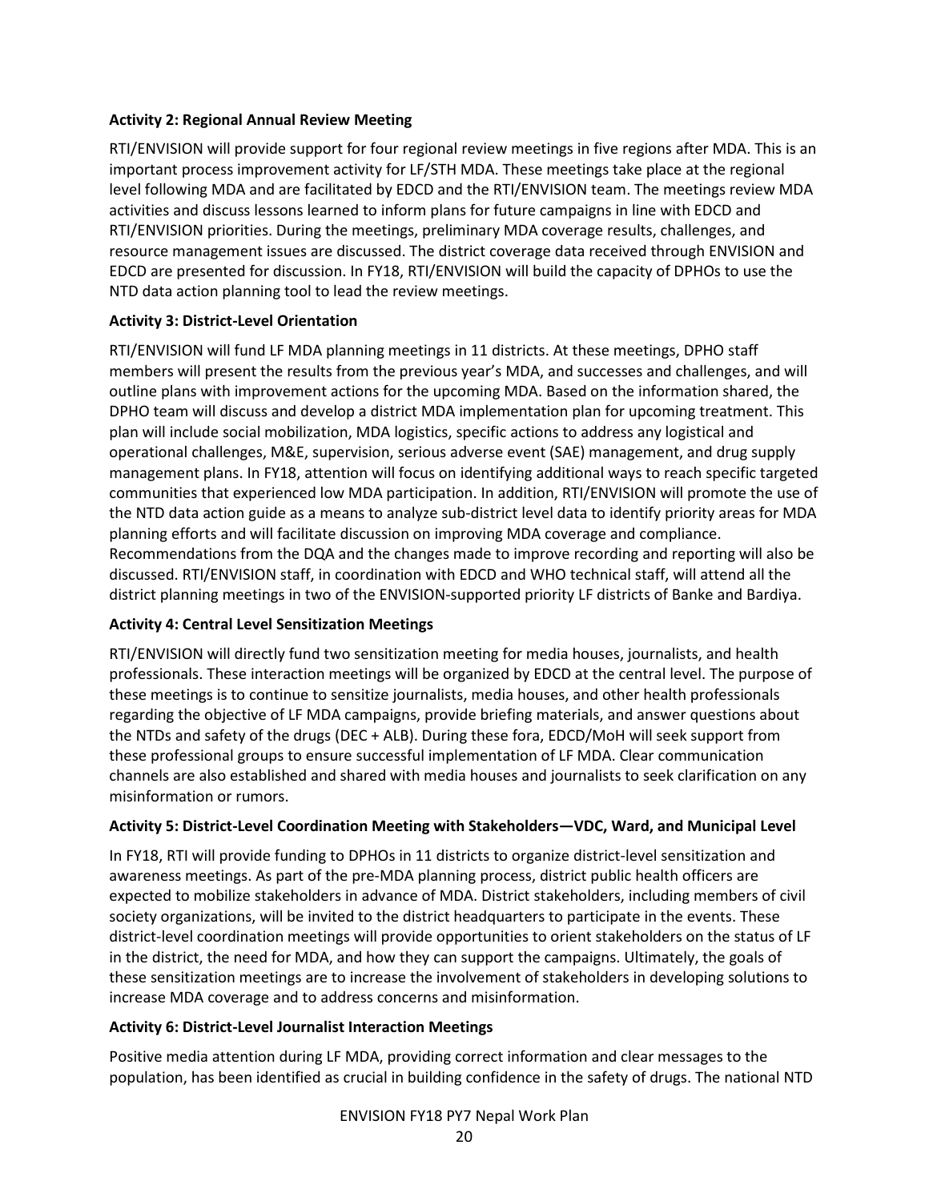**Activity 2: Regional Annual Review Meeting**

RTI/ENVISION will provide support for four regional review meetings in five regions after MDA. This is an important process improvement activity for LF/STH MDA. These meetings take place at the regional level following MDA and are facilitated by EDCD and the RTI/ENVISION team. The meetings review MDA activities and discuss lessons learned to inform plans for future campaigns in line with EDCD and RTI/ENVISION priorities. During the meetings, preliminary MDA coverage results, challenges, and resource management issues are discussed. The district coverage data received through ENVISION and EDCD are presented for discussion. In FY18, RTI/ENVISION will build the capacity of DPHOs to use the NTD data action planning tool to lead the review meetings.

**Activity 3: District-Level Orientation**

RTI/ENVISION will fund LF MDA planning meetings in 11 districts. At these meetings, DPHO staff members will present the results from the previous year's MDA, and successes and challenges, and will outline plans with improvement actions for the upcoming MDA. Based on the information shared, the DPHO team will discuss and develop a district MDA implementation plan for upcoming treatment. This plan will include social mobilization, MDA logistics, specific actions to address any logistical and operational challenges, M&E, supervision, serious adverse event (SAE) management, and drug supply management plans. In FY18, attention will focus on identifying additional ways to reach specific targeted communities that experienced low MDA participation. In addition, RTI/ENVISION will promote the use of the NTD data action guide as a means to analyze sub-district level data to identify priority areas for MDA planning efforts and will facilitate discussion on improving MDA coverage and compliance. Recommendations from the DQA and the changes made to improve recording and reporting will also be discussed. RTI/ENVISION staff, in coordination with EDCD and WHO technical staff, will attend all the district planning meetings in two of the ENVISION-supported priority LF districts of Banke and Bardiya.

**Activity 4: Central Level Sensitization Meetings**

RTI/ENVISION will directly fund two sensitization meeting for media houses, journalists, and health professionals. These interaction meetings will be organized by EDCD at the central level. The purpose of these meetings is to continue to sensitize journalists, media houses, and other health professionals regarding the objective of LF MDA campaigns, provide briefing materials, and answer questions about the NTDs and safety of the drugs (DEC + ALB). During these fora, EDCD/MoH will seek support from these professional groups to ensure successful implementation of LF MDA. Clear communication channels are also established and shared with media houses and journalists to seek clarification on any misinformation or rumors.

**Activity 5: District-Level Coordination Meeting with Stakeholders—VDC, Ward, and Municipal Level**

In FY18, RTI will provide funding to DPHOs in 11 districts to organize district-level sensitization and awareness meetings. As part of the pre-MDA planning process, district public health officers are expected to mobilize stakeholders in advance of MDA. District stakeholders, including members of civil society organizations, will be invited to the district headquarters to participate in the events. These district-level coordination meetings will provide opportunities to orient stakeholders on the status of LF in the district, the need for MDA, and how they can support the campaigns. Ultimately, the goals of these sensitization meetings are to increase the involvement of stakeholders in developing solutions to increase MDA coverage and to address concerns and misinformation.

**Activity 6: District-Level Journalist Interaction Meetings**

Positive media attention during LF MDA, providing correct information and clear messages to the population, has been identified as crucial in building confidence in the safety of drugs. The national NTD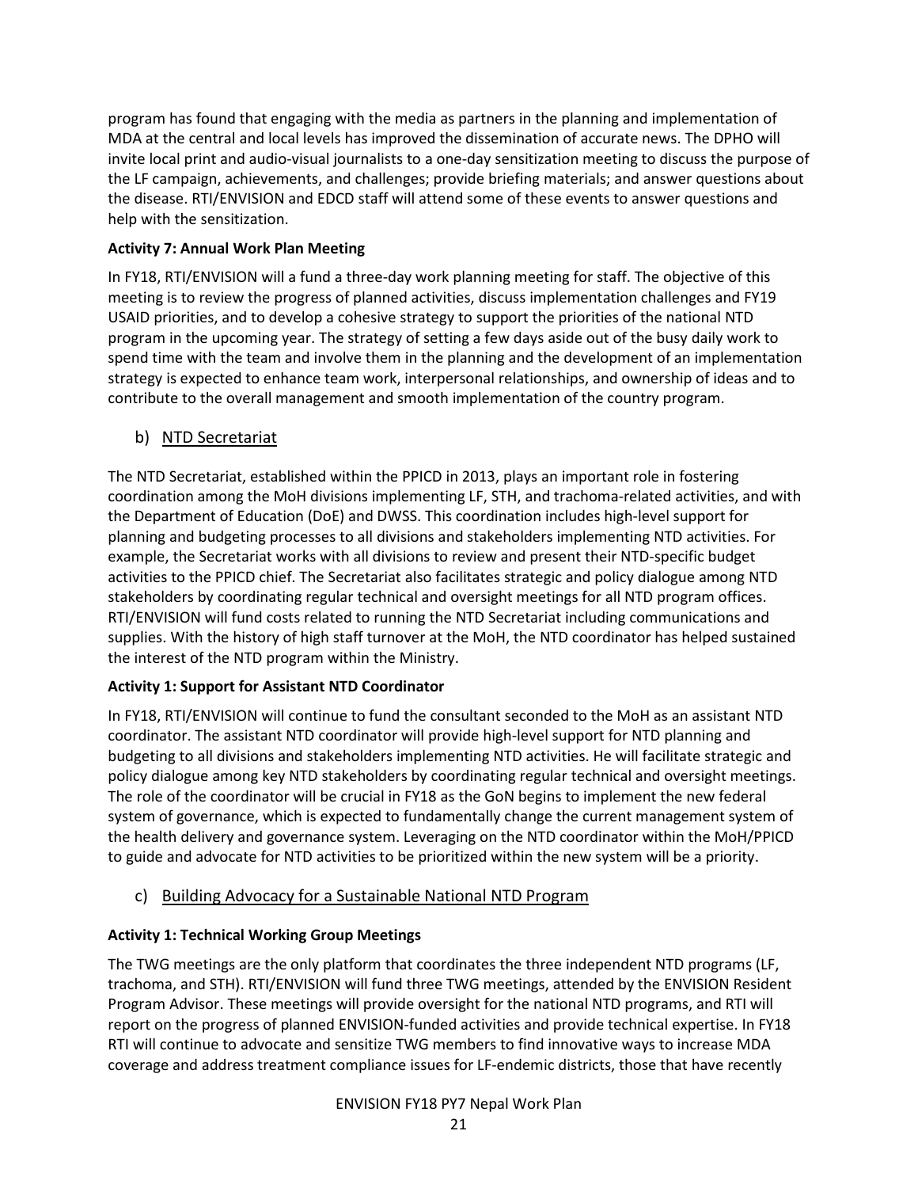program has found that engaging with the media as partners in the planning and implementation of MDA at the central and local levels has improved the dissemination of accurate news. The DPHO will invite local print and audio-visual journalists to a one-day sensitization meeting to discuss the purpose of the LF campaign, achievements, and challenges; provide briefing materials; and answer questions about the disease. RTI/ENVISION and EDCD staff will attend some of these events to answer questions and help with the sensitization.

**Activity 7: Annual Work Plan Meeting**

In FY18, RTI/ENVISION will a fund a three-day work planning meeting for staff. The objective of this meeting is to review the progress of planned activities, discuss implementation challenges and FY19 USAID priorities, and to develop a cohesive strategy to support the priorities of the national NTD program in the upcoming year. The strategy of setting a few days aside out of the busy daily work to spend time with the team and involve them in the planning and the development of an implementation strategy is expected to enhance team work, interpersonal relationships, and ownership of ideas and to contribute to the overall management and smooth implementation of the country program.

### b) NTD Secretariat

The NTD Secretariat, established within the PPICD in 2013, plays an important role in fostering coordination among the MoH divisions implementing LF, STH, and trachoma-related activities, and with the Department of Education (DoE) and DWSS. This coordination includes high-level support for planning and budgeting processes to all divisions and stakeholders implementing NTD activities. For example, the Secretariat works with all divisions to review and present their NTD-specific budget activities to the PPICD chief. The Secretariat also facilitates strategic and policy dialogue among NTD stakeholders by coordinating regular technical and oversight meetings for all NTD program offices. RTI/ENVISION will fund costs related to running the NTD Secretariat including communications and supplies. With the history of high staff turnover at the MoH, the NTD coordinator has helped sustained the interest of the NTD program within the Ministry.

**Activity 1: Support for Assistant NTD Coordinator**

In FY18, RTI/ENVISION will continue to fund the consultant seconded to the MoH as an assistant NTD coordinator. The assistant NTD coordinator will provide high-level support for NTD planning and budgeting to all divisions and stakeholders implementing NTD activities. He will facilitate strategic and policy dialogue among key NTD stakeholders by coordinating regular technical and oversight meetings. The role of the coordinator will be crucial in FY18 as the GoN begins to implement the new federal system of governance, which is expected to fundamentally change the current management system of the health delivery and governance system. Leveraging on the NTD coordinator within the MoH/PPICD to guide and advocate for NTD activities to be prioritized within the new system will be a priority.

### c) Building Advocacy for a Sustainable National NTD Program

**Activity 1: Technical Working Group Meetings**

The TWG meetings are the only platform that coordinates the three independent NTD programs (LF, trachoma, and STH). RTI/ENVISION will fund three TWG meetings, attended by the ENVISION Resident Program Advisor. These meetings will provide oversight for the national NTD programs, and RTI will report on the progress of planned ENVISION-funded activities and provide technical expertise. In FY18 RTI will continue to advocate and sensitize TWG members to find innovative ways to increase MDA coverage and address treatment compliance issues for LF-endemic districts, those that have recently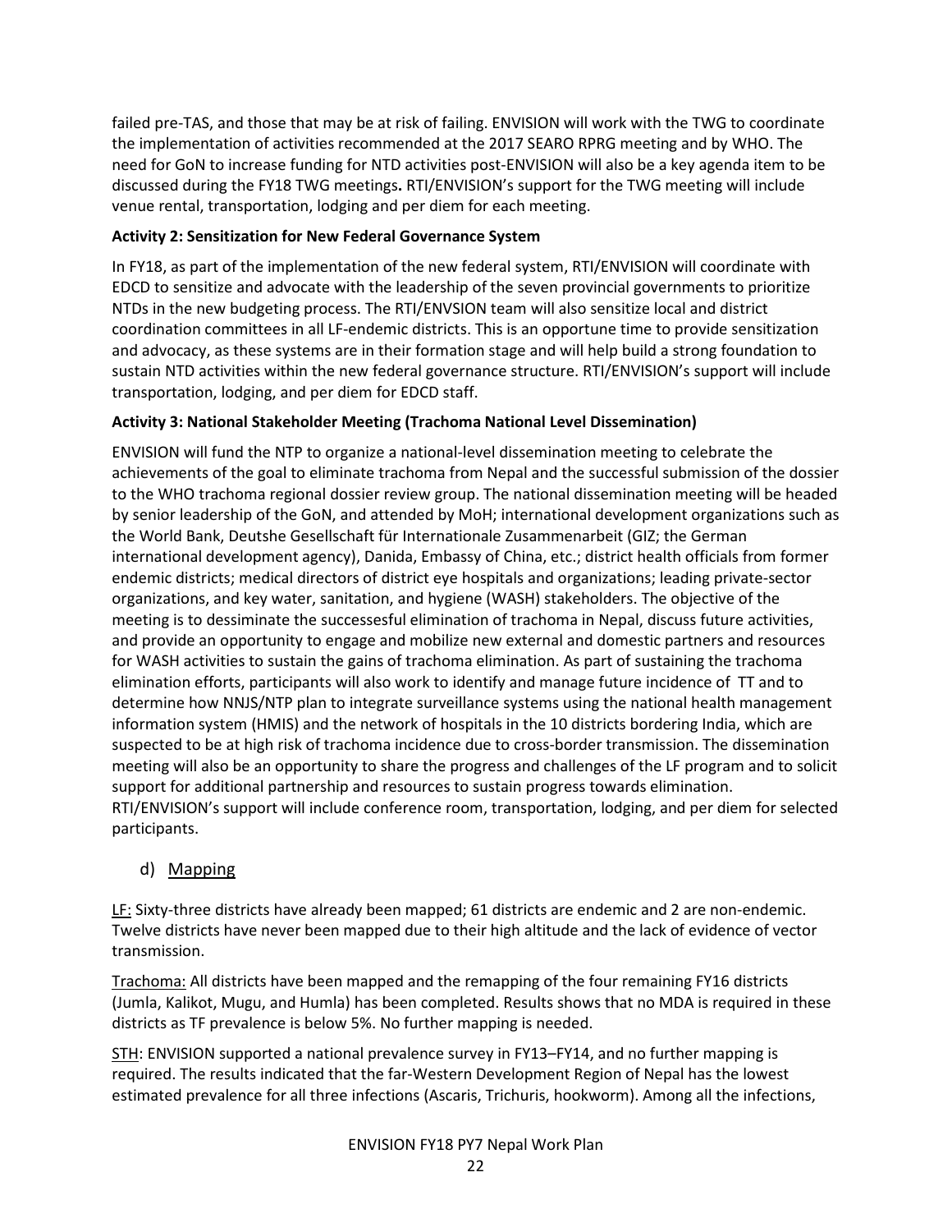failed pre-TAS, and those that may be at risk of failing. ENVISION will work with the TWG to coordinate the implementation of activities recommended at the 2017 SEARO RPRG meeting and by WHO. The need for GoN to increase funding for NTD activities post-ENVISION will also be a key agenda item to be discussed during the FY18 TWG meetings**.** RTI/ENVISION's support for the TWG meeting will include venue rental, transportation, lodging and per diem for each meeting.

**Activity 2: Sensitization for New Federal Governance System**

In FY18, as part of the implementation of the new federal system, RTI/ENVISION will coordinate with EDCD to sensitize and advocate with the leadership of the seven provincial governments to prioritize NTDs in the new budgeting process. The RTI/ENVSION team will also sensitize local and district coordination committees in all LF-endemic districts. This is an opportune time to provide sensitization and advocacy, as these systems are in their formation stage and will help build a strong foundation to sustain NTD activities within the new federal governance structure. RTI/ENVISION's support will include transportation, lodging, and per diem for EDCD staff.

**Activity 3: National Stakeholder Meeting (Trachoma National Level Dissemination)**

ENVISION will fund the NTP to organize a national-level dissemination meeting to celebrate the achievements of the goal to eliminate trachoma from Nepal and the successful submission of the dossier to the WHO trachoma regional dossier review group. The national dissemination meeting will be headed by senior leadership of the GoN, and attended by MoH; international development organizations such as the World Bank, Deutshe Gesellschaft für Internationale Zusammenarbeit (GIZ; the German international development agency), Danida, Embassy of China, etc.; district health officials from former endemic districts; medical directors of district eye hospitals and organizations; leading private-sector organizations, and key water, sanitation, and hygiene (WASH) stakeholders. The objective of the meeting is to dessiminate the successesful elimination of trachoma in Nepal, discuss future activities, and provide an opportunity to engage and mobilize new external and domestic partners and resources for WASH activities to sustain the gains of trachoma elimination. As part of sustaining the trachoma elimination efforts, participants will also work to identify and manage future incidence of TT and to determine how NNJS/NTP plan to integrate surveillance systems using the national health management information system (HMIS) and the network of hospitals in the 10 districts bordering India, which are suspected to be at high risk of trachoma incidence due to cross-border transmission. The dissemination meeting will also be an opportunity to share the progress and challenges of the LF program and to solicit support for additional partnership and resources to sustain progress towards elimination. RTI/ENVISION's support will include conference room, transportation, lodging, and per diem for selected participants.

### d) Mapping

LF: Sixty-three districts have already been mapped; 61 districts are endemic and 2 are non-endemic. Twelve districts have never been mapped due to their high altitude and the lack of evidence of vector transmission.

Trachoma: All districts have been mapped and the remapping of the four remaining FY16 districts (Jumla, Kalikot, Mugu, and Humla) has been completed. Results shows that no MDA is required in these districts as TF prevalence is below 5%. No further mapping is needed.

STH: ENVISION supported a national prevalence survey in FY13–FY14, and no further mapping is required. The results indicated that the far-Western Development Region of Nepal has the lowest estimated prevalence for all three infections (Ascaris, Trichuris, hookworm). Among all the infections,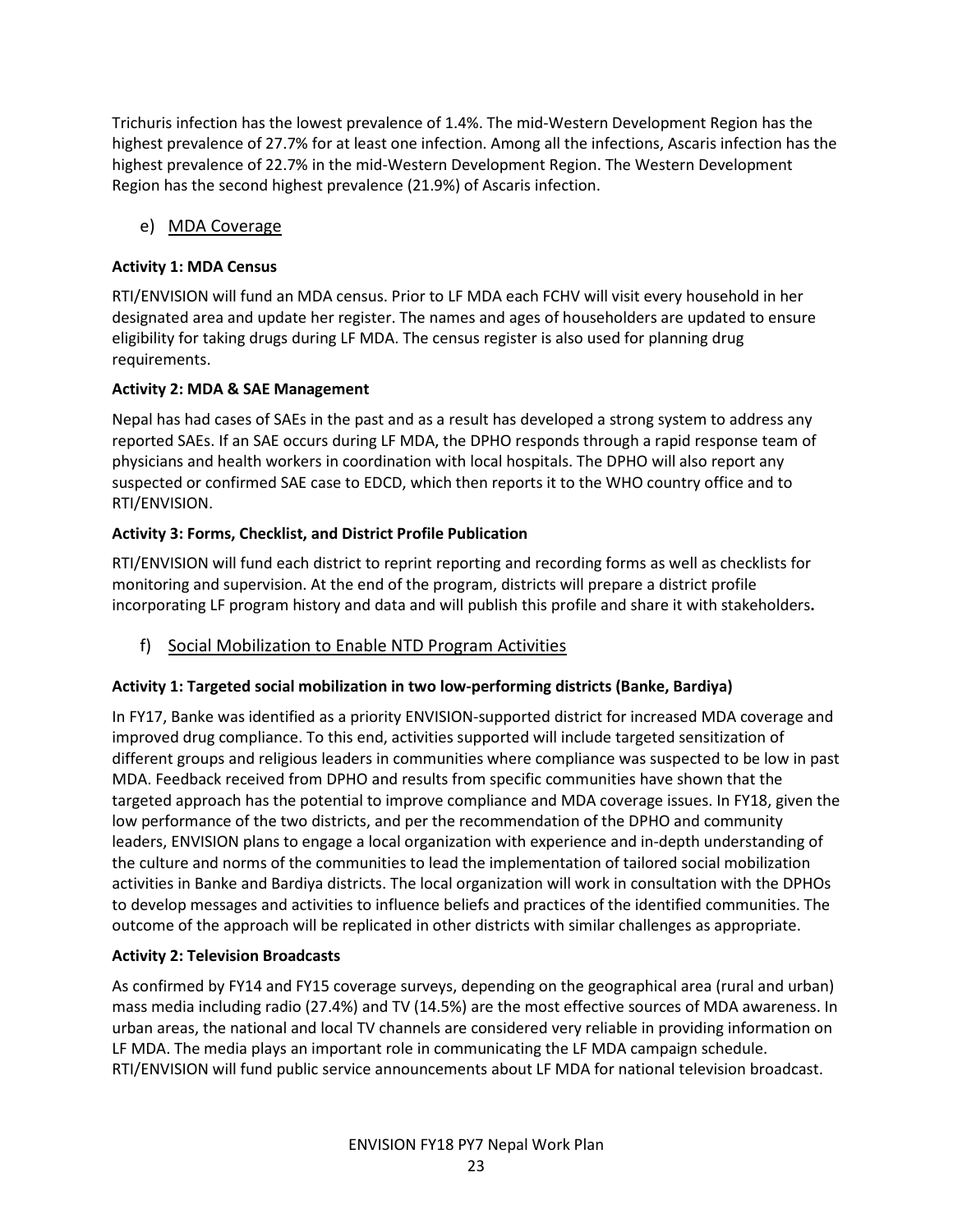Trichuris infection has the lowest prevalence of 1.4%. The mid-Western Development Region has the highest prevalence of 27.7% for at least one infection. Among all the infections, Ascaris infection has the highest prevalence of 22.7% in the mid-Western Development Region. The Western Development Region has the second highest prevalence (21.9%) of Ascaris infection.

### e) MDA Coverage

**Activity 1: MDA Census**

RTI/ENVISION will fund an MDA census. Prior to LF MDA each FCHV will visit every household in her designated area and update her register. The names and ages of householders are updated to ensure eligibility for taking drugs during LF MDA. The census register is also used for planning drug requirements.

**Activity 2: MDA & SAE Management**

Nepal has had cases of SAEs in the past and as a result has developed a strong system to address any reported SAEs. If an SAE occurs during LF MDA, the DPHO responds through a rapid response team of physicians and health workers in coordination with local hospitals. The DPHO will also report any suspected or confirmed SAE case to EDCD, which then reports it to the WHO country office and to RTI/ENVISION.

**Activity 3: Forms, Checklist, and District Profile Publication**

RTI/ENVISION will fund each district to reprint reporting and recording forms as well as checklists for monitoring and supervision. At the end of the program, districts will prepare a district profile incorporating LF program history and data and will publish this profile and share it with stakeholders**.**

### f) Social Mobilization to Enable NTD Program Activities

**Activity 1: Targeted social mobilization in two low-performing districts (Banke, Bardiya)**

In FY17, Banke was identified as a priority ENVISION-supported district for increased MDA coverage and improved drug compliance. To this end, activities supported will include targeted sensitization of different groups and religious leaders in communities where compliance was suspected to be low in past MDA. Feedback received from DPHO and results from specific communities have shown that the targeted approach has the potential to improve compliance and MDA coverage issues. In FY18, given the low performance of the two districts, and per the recommendation of the DPHO and community leaders, ENVISION plans to engage a local organization with experience and in-depth understanding of the culture and norms of the communities to lead the implementation of tailored social mobilization activities in Banke and Bardiya districts. The local organization will work in consultation with the DPHOs to develop messages and activities to influence beliefs and practices of the identified communities. The outcome of the approach will be replicated in other districts with similar challenges as appropriate.

**Activity 2: Television Broadcasts**

As confirmed by FY14 and FY15 coverage surveys, depending on the geographical area (rural and urban) mass media including radio (27.4%) and TV (14.5%) are the most effective sources of MDA awareness. In urban areas, the national and local TV channels are considered very reliable in providing information on LF MDA. The media plays an important role in communicating the LF MDA campaign schedule. RTI/ENVISION will fund public service announcements about LF MDA for national television broadcast.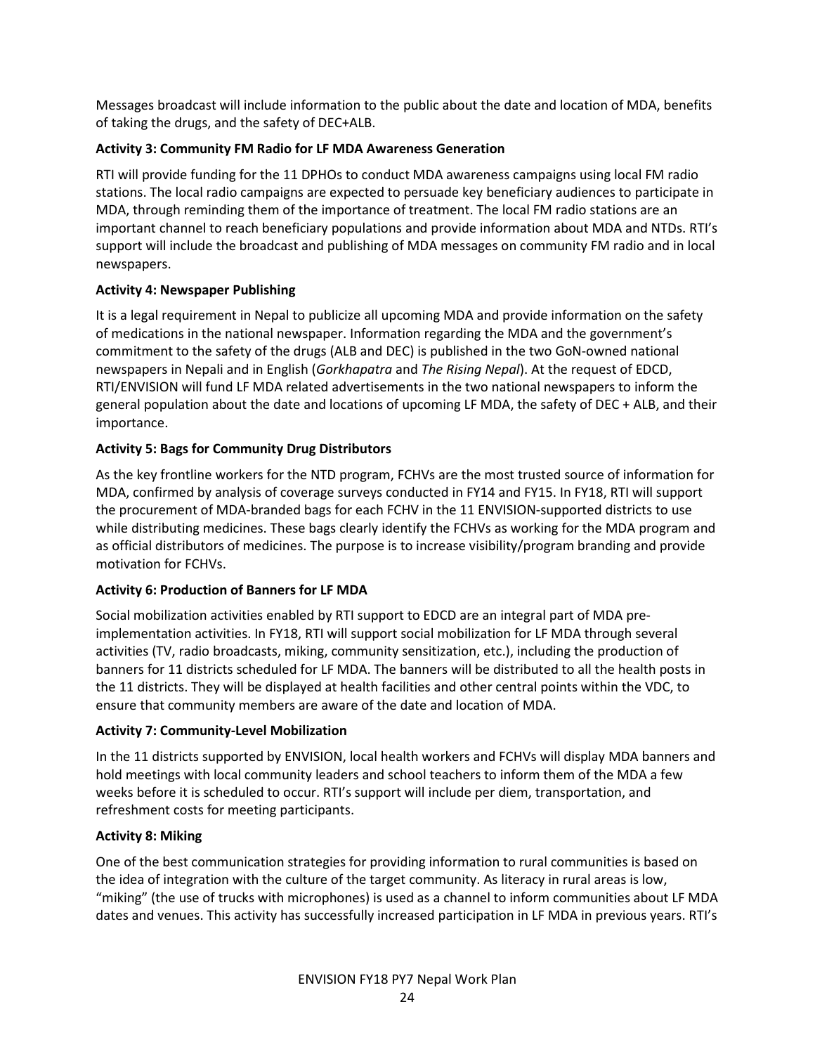Messages broadcast will include information to the public about the date and location of MDA, benefits of taking the drugs, and the safety of DEC+ALB.

**Activity 3: Community FM Radio for LF MDA Awareness Generation**

RTI will provide funding for the 11 DPHOs to conduct MDA awareness campaigns using local FM radio stations. The local radio campaigns are expected to persuade key beneficiary audiences to participate in MDA, through reminding them of the importance of treatment. The local FM radio stations are an important channel to reach beneficiary populations and provide information about MDA and NTDs. RTI's support will include the broadcast and publishing of MDA messages on community FM radio and in local newspapers.

**Activity 4: Newspaper Publishing**

It is a legal requirement in Nepal to publicize all upcoming MDA and provide information on the safety of medications in the national newspaper. Information regarding the MDA and the government's commitment to the safety of the drugs (ALB and DEC) is published in the two GoN-owned national newspapers in Nepali and in English (*Gorkhapatra* and *The Rising Nepal*). At the request of EDCD, RTI/ENVISION will fund LF MDA related advertisements in the two national newspapers to inform the general population about the date and locations of upcoming LF MDA, the safety of DEC + ALB, and their importance.

**Activity 5: Bags for Community Drug Distributors**

As the key frontline workers for the NTD program, FCHVs are the most trusted source of information for MDA, confirmed by analysis of coverage surveys conducted in FY14 and FY15. In FY18, RTI will support the procurement of MDA-branded bags for each FCHV in the 11 ENVISION-supported districts to use while distributing medicines. These bags clearly identify the FCHVs as working for the MDA program and as official distributors of medicines. The purpose is to increase visibility/program branding and provide motivation for FCHVs.

**Activity 6: Production of Banners for LF MDA**

Social mobilization activities enabled by RTI support to EDCD are an integral part of MDA pre-implementation activities. In FY18, RTI will support social mobilization for LF MDA through several activities (TV, radio broadcasts, miking, community sensitization, etc.), including the production of banners for 11 districts scheduled for LF MDA. The banners will be distributed to all the health posts in the 11 districts. They will be displayed at health facilities and other central points within the VDC, to ensure that community members are aware of the date and location of MDA.

**Activity 7: Community-Level Mobilization**

In the 11 districts supported by ENVISION, local health workers and FCHVs will display MDA banners and hold meetings with local community leaders and school teachers to inform them of the MDA a few weeks before it is scheduled to occur. RTI's support will include per diem, transportation, and refreshment costs for meeting participants.

**Activity 8: Miking**

One of the best communication strategies for providing information to rural communities is based on the idea of integration with the culture of the target community. As literacy in rural areas is low, "miking" (the use of trucks with microphones) is used as a channel to inform communities about LF MDA dates and venues. This activity has successfully increased participation in LF MDA in previous years. RTI's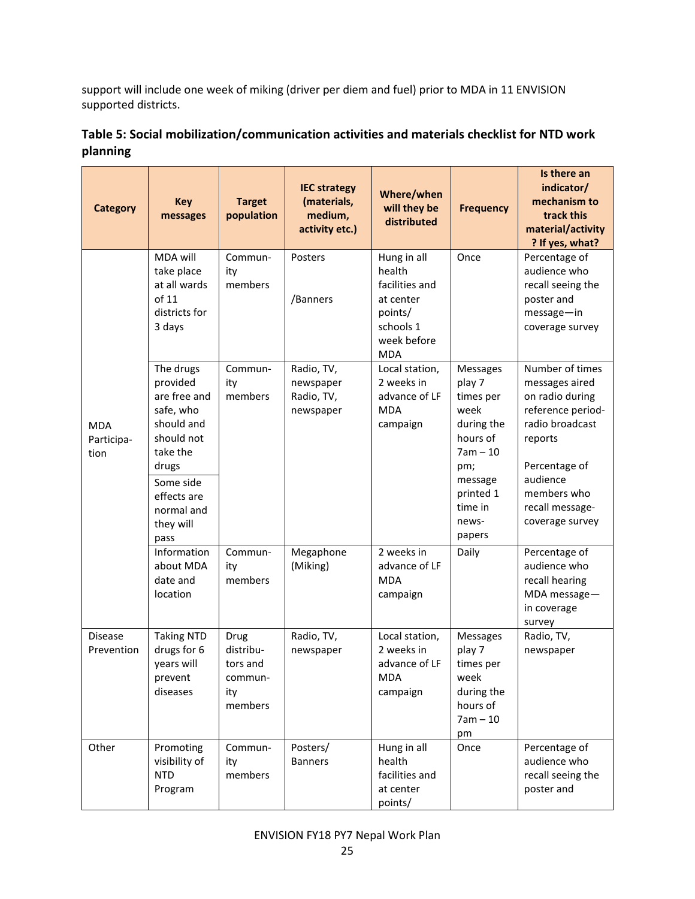support will include one week of miking (driver per diem and fuel) prior to MDA in 11 ENVISION supported districts.

### Table 5: Social mobilization/communication activities and materials checklist for NTD work planning

| Category | Key messages | Target population | IEC strategy (materials, medium, activity etc.) | Where/when will they be distributed | Frequency | Is there an indicator/ mechanism to track this material/activity? If yes, what? |
|---|---|---|---|---|---|---|
| MDA Participation | MDA will take place at all wards of 11 districts for 3 days | Community members | Posters /Banners | Hung in all health facilities and at center points/ schools 1 week before MDA | Once | Percentage of audience who recall seeing the poster and message—in coverage survey |
| | The drugs provided are free and safe, who should and should not take the drugs | Community members | Radio, TV, newspaper Radio, TV, newspaper | Local station, 2 weeks in advance of LF MDA campaign | Messages play 7 times per week during the hours of 7am – 10 pm; message printed 1 time in newspapers | Number of times messages aired on radio during reference period-radio broadcast reports<br><br>Percentage of audience members who recall message-coverage survey |
| | Some side effects are normal and they will pass | | | | | |
| | Information about MDA date and location | Community members | Megaphone (Miking) | 2 weeks in advance of LF MDA campaign | Daily | Percentage of audience who recall hearing MDA message—in coverage survey |
| Disease Prevention | Taking NTD drugs for 6 years will prevent diseases | Drug distributors and community members | Radio, TV, newspaper | Local station, 2 weeks in advance of LF MDA campaign | Messages play 7 times per week during the hours of 7am – 10 pm | Radio, TV, newspaper |
| Other | Promoting visibility of NTD Program | Community members | Posters/ Banners | Hung in all health facilities and at center points/ | Once | Percentage of audience who recall seeing the poster and |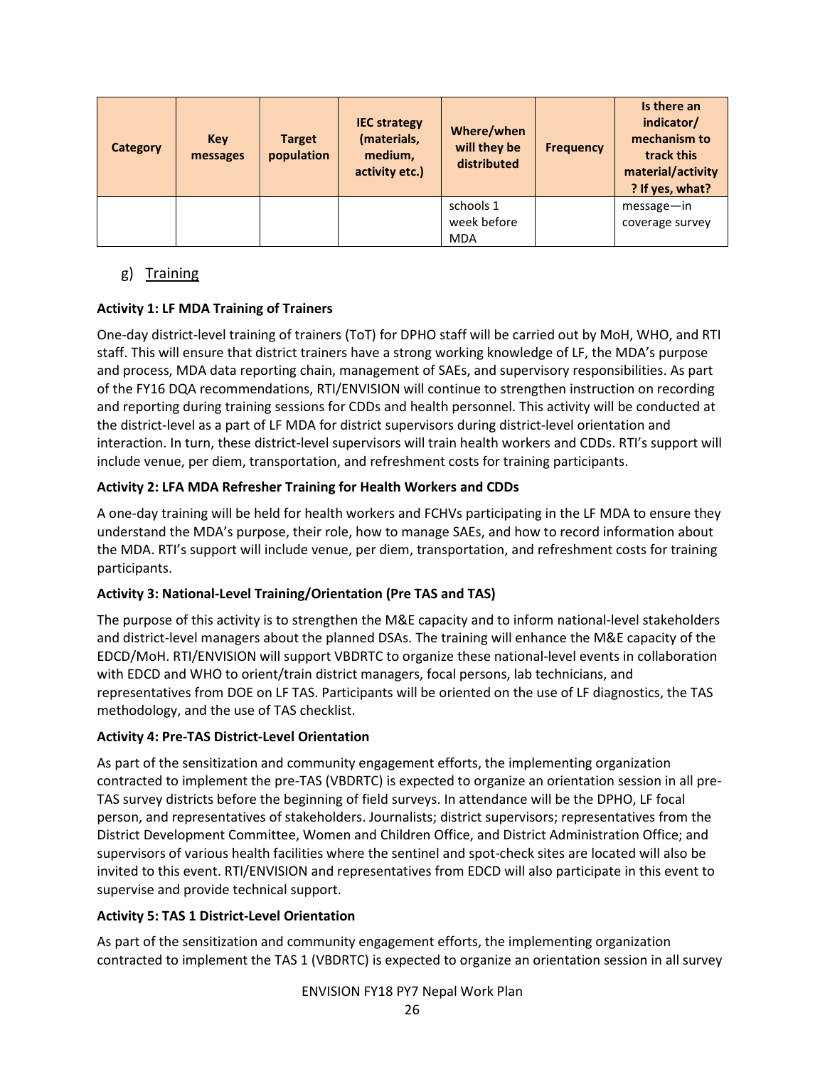| Category | Key messages | Target population | IEC strategy (materials, medium, activity etc.) | Where/when will they be distributed | Frequency | Is there an indicator/ mechanism to track this material/activity ? If yes, what? |
|---|---|---|---|---|---|---|
| | | | | schools 1 week before MDA | | message—in coverage survey |

## g) Training

**Activity 1: LF MDA Training of Trainers**

One-day district-level training of trainers (ToT) for DPHO staff will be carried out by MoH, WHO, and RTI staff. This will ensure that district trainers have a strong working knowledge of LF, the MDA's purpose and process, MDA data reporting chain, management of SAEs, and supervisory responsibilities. As part of the FY16 DQA recommendations, RTI/ENVISION will continue to strengthen instruction on recording and reporting during training sessions for CDDs and health personnel. This activity will be conducted at the district-level as a part of LF MDA for district supervisors during district-level orientation and interaction. In turn, these district-level supervisors will train health workers and CDDs. RTI's support will include venue, per diem, transportation, and refreshment costs for training participants.

**Activity 2: LFA MDA Refresher Training for Health Workers and CDDs**

A one-day training will be held for health workers and FCHVs participating in the LF MDA to ensure they understand the MDA's purpose, their role, how to manage SAEs, and how to record information about the MDA. RTI's support will include venue, per diem, transportation, and refreshment costs for training participants.

**Activity 3: National-Level Training/Orientation (Pre TAS and TAS)**

The purpose of this activity is to strengthen the M&E capacity and to inform national-level stakeholders and district-level managers about the planned DSAs. The training will enhance the M&E capacity of the EDCD/MoH. RTI/ENVISION will support VBDRTC to organize these national-level events in collaboration with EDCD and WHO to orient/train district managers, focal persons, lab technicians, and representatives from DOE on LF TAS. Participants will be oriented on the use of LF diagnostics, the TAS methodology, and the use of TAS checklist.

**Activity 4: Pre-TAS District-Level Orientation**

As part of the sensitization and community engagement efforts, the implementing organization contracted to implement the pre-TAS (VBDRTC) is expected to organize an orientation session in all pre-TAS survey districts before the beginning of field surveys. In attendance will be the DPHO, LF focal person, and representatives of stakeholders. Journalists; district supervisors; representatives from the District Development Committee, Women and Children Office, and District Administration Office; and supervisors of various health facilities where the sentinel and spot-check sites are located will also be invited to this event. RTI/ENVISION and representatives from EDCD will also participate in this event to supervise and provide technical support.

**Activity 5: TAS 1 District-Level Orientation**

As part of the sensitization and community engagement efforts, the implementing organization contracted to implement the TAS 1 (VBDRTC) is expected to organize an orientation session in all survey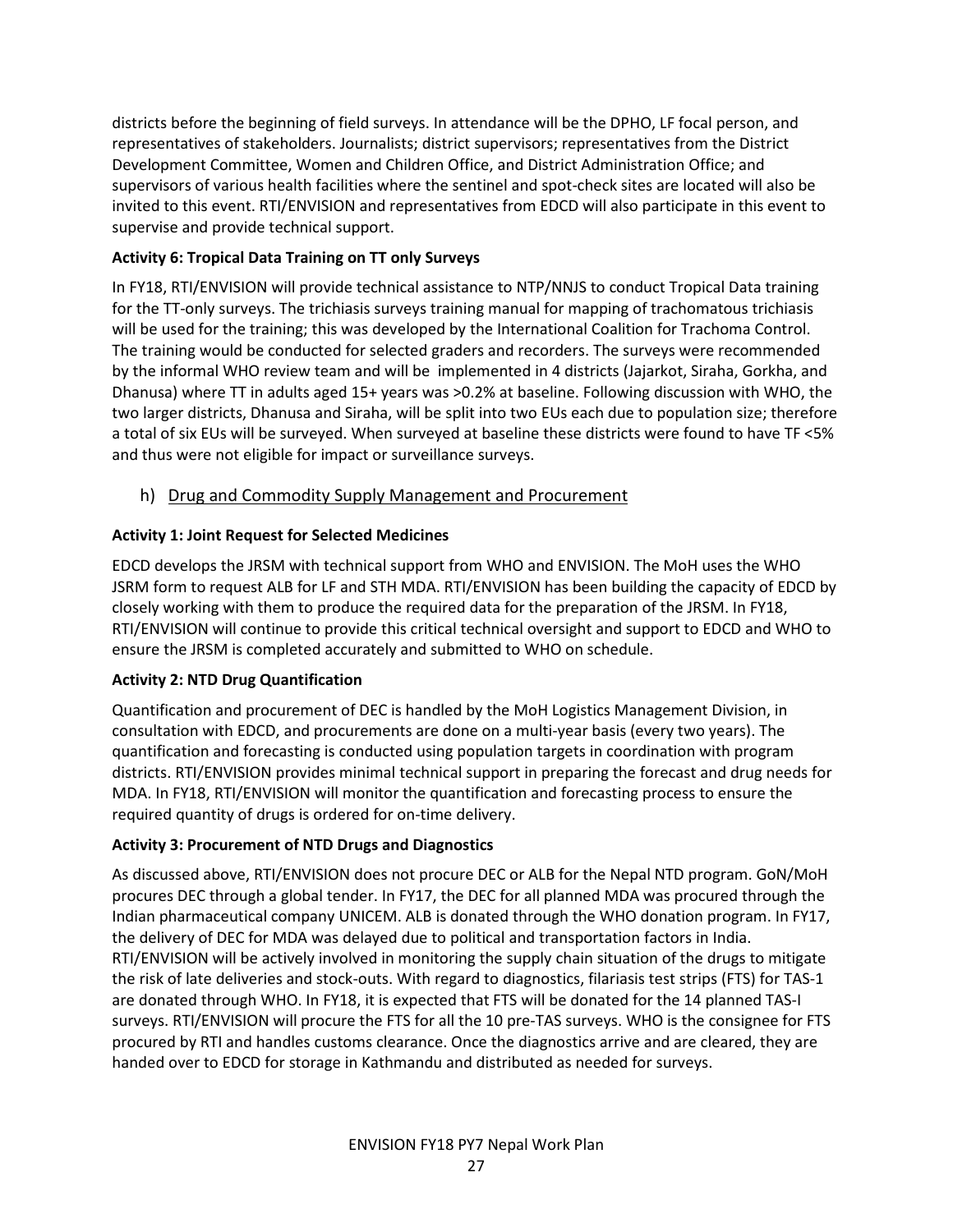districts before the beginning of field surveys. In attendance will be the DPHO, LF focal person, and representatives of stakeholders. Journalists; district supervisors; representatives from the District Development Committee, Women and Children Office, and District Administration Office; and supervisors of various health facilities where the sentinel and spot-check sites are located will also be invited to this event. RTI/ENVISION and representatives from EDCD will also participate in this event to supervise and provide technical support.

**Activity 6: Tropical Data Training on TT only Surveys**

In FY18, RTI/ENVISION will provide technical assistance to NTP/NNJS to conduct Tropical Data training for the TT-only surveys. The trichiasis surveys training manual for mapping of trachomatous trichiasis will be used for the training; this was developed by the International Coalition for Trachoma Control. The training would be conducted for selected graders and recorders. The surveys were recommended by the informal WHO review team and will be implemented in 4 districts (Jajarkot, Siraha, Gorkha, and Dhanusa) where TT in adults aged 15+ years was >0.2% at baseline. Following discussion with WHO, the two larger districts, Dhanusa and Siraha, will be split into two EUs each due to population size; therefore a total of six EUs will be surveyed. When surveyed at baseline these districts were found to have TF <5% and thus were not eligible for impact or surveillance surveys.

## h) Drug and Commodity Supply Management and Procurement

**Activity 1: Joint Request for Selected Medicines**

EDCD develops the JRSM with technical support from WHO and ENVISION. The MoH uses the WHO JSRM form to request ALB for LF and STH MDA. RTI/ENVISION has been building the capacity of EDCD by closely working with them to produce the required data for the preparation of the JRSM. In FY18, RTI/ENVISION will continue to provide this critical technical oversight and support to EDCD and WHO to ensure the JRSM is completed accurately and submitted to WHO on schedule.

**Activity 2: NTD Drug Quantification**

Quantification and procurement of DEC is handled by the MoH Logistics Management Division, in consultation with EDCD, and procurements are done on a multi-year basis (every two years). The quantification and forecasting is conducted using population targets in coordination with program districts. RTI/ENVISION provides minimal technical support in preparing the forecast and drug needs for MDA. In FY18, RTI/ENVISION will monitor the quantification and forecasting process to ensure the required quantity of drugs is ordered for on-time delivery.

**Activity 3: Procurement of NTD Drugs and Diagnostics**

As discussed above, RTI/ENVISION does not procure DEC or ALB for the Nepal NTD program. GoN/MoH procures DEC through a global tender. In FY17, the DEC for all planned MDA was procured through the Indian pharmaceutical company UNICEM. ALB is donated through the WHO donation program. In FY17, the delivery of DEC for MDA was delayed due to political and transportation factors in India. RTI/ENVISION will be actively involved in monitoring the supply chain situation of the drugs to mitigate the risk of late deliveries and stock-outs. With regard to diagnostics, filariasis test strips (FTS) for TAS-1 are donated through WHO. In FY18, it is expected that FTS will be donated for the 14 planned TAS-I surveys. RTI/ENVISION will procure the FTS for all the 10 pre-TAS surveys. WHO is the consignee for FTS procured by RTI and handles customs clearance. Once the diagnostics arrive and are cleared, they are handed over to EDCD for storage in Kathmandu and distributed as needed for surveys.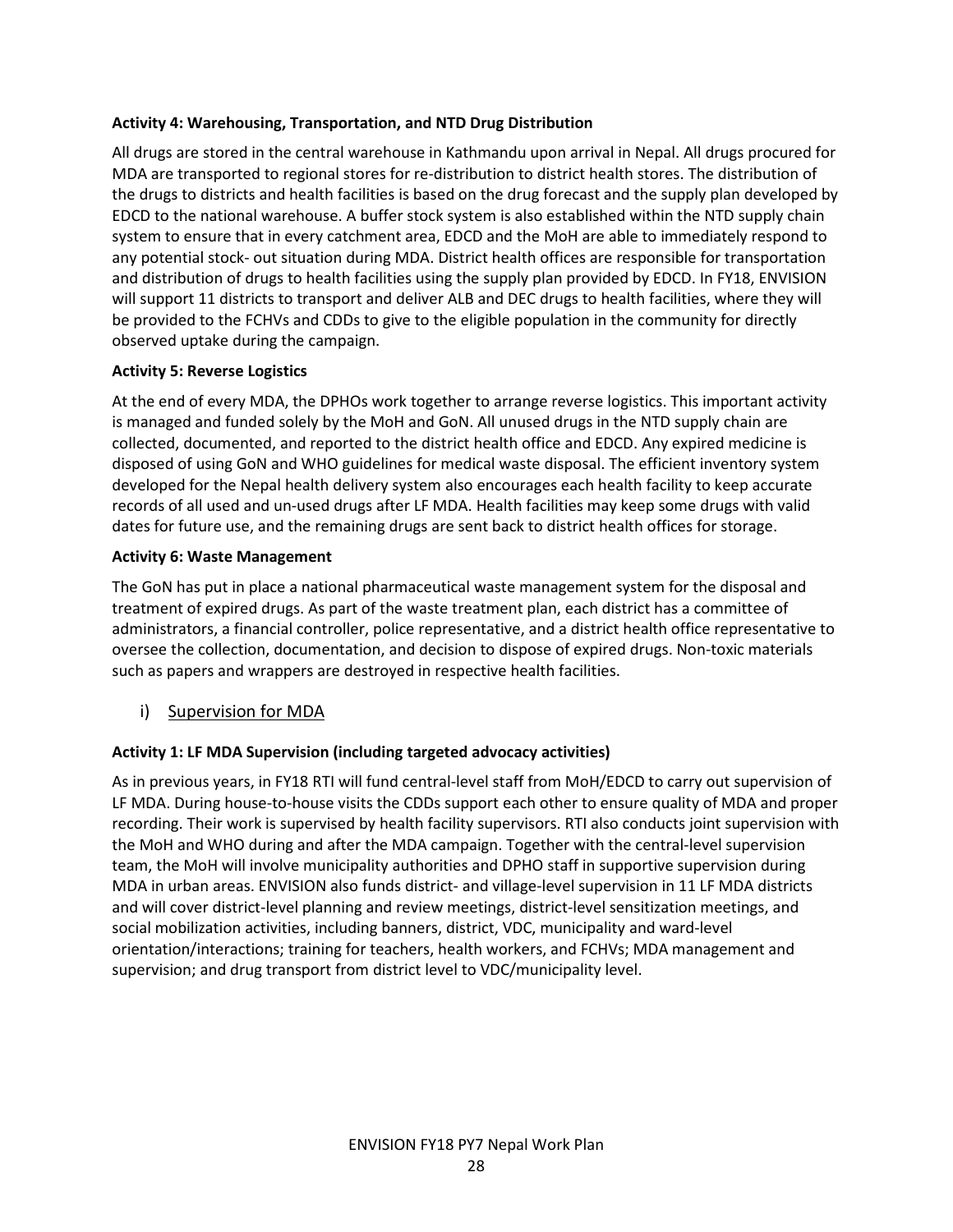**Activity 4: Warehousing, Transportation, and NTD Drug Distribution**

All drugs are stored in the central warehouse in Kathmandu upon arrival in Nepal. All drugs procured for MDA are transported to regional stores for re-distribution to district health stores. The distribution of the drugs to districts and health facilities is based on the drug forecast and the supply plan developed by EDCD to the national warehouse. A buffer stock system is also established within the NTD supply chain system to ensure that in every catchment area, EDCD and the MoH are able to immediately respond to any potential stock- out situation during MDA. District health offices are responsible for transportation and distribution of drugs to health facilities using the supply plan provided by EDCD. In FY18, ENVISION will support 11 districts to transport and deliver ALB and DEC drugs to health facilities, where they will be provided to the FCHVs and CDDs to give to the eligible population in the community for directly observed uptake during the campaign.

**Activity 5: Reverse Logistics**

At the end of every MDA, the DPHOs work together to arrange reverse logistics. This important activity is managed and funded solely by the MoH and GoN. All unused drugs in the NTD supply chain are collected, documented, and reported to the district health office and EDCD. Any expired medicine is disposed of using GoN and WHO guidelines for medical waste disposal. The efficient inventory system developed for the Nepal health delivery system also encourages each health facility to keep accurate records of all used and un-used drugs after LF MDA. Health facilities may keep some drugs with valid dates for future use, and the remaining drugs are sent back to district health offices for storage.

**Activity 6: Waste Management**

The GoN has put in place a national pharmaceutical waste management system for the disposal and treatment of expired drugs. As part of the waste treatment plan, each district has a committee of administrators, a financial controller, police representative, and a district health office representative to oversee the collection, documentation, and decision to dispose of expired drugs. Non-toxic materials such as papers and wrappers are destroyed in respective health facilities.

## i) Supervision for MDA

**Activity 1: LF MDA Supervision (including targeted advocacy activities)**

As in previous years, in FY18 RTI will fund central-level staff from MoH/EDCD to carry out supervision of LF MDA. During house-to-house visits the CDDs support each other to ensure quality of MDA and proper recording. Their work is supervised by health facility supervisors. RTI also conducts joint supervision with the MoH and WHO during and after the MDA campaign. Together with the central-level supervision team, the MoH will involve municipality authorities and DPHO staff in supportive supervision during MDA in urban areas. ENVISION also funds district- and village-level supervision in 11 LF MDA districts and will cover district-level planning and review meetings, district-level sensitization meetings, and social mobilization activities, including banners, district, VDC, municipality and ward-level orientation/interactions; training for teachers, health workers, and FCHVs; MDA management and supervision; and drug transport from district level to VDC/municipality level.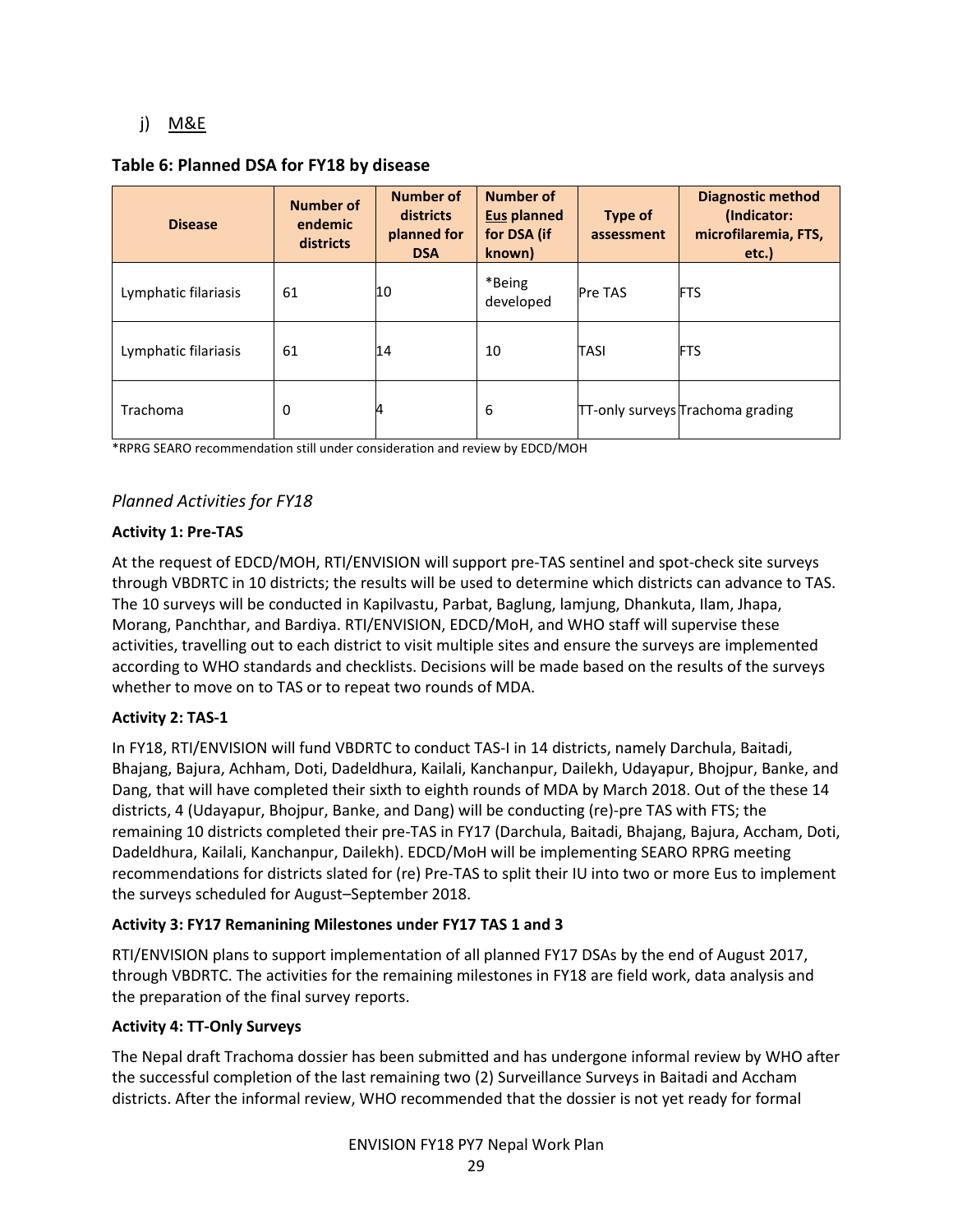## j) M&E

**Table 6: Planned DSA for FY18 by disease**

| Disease | Number of endemic districts | Number of districts planned for DSA | Number of Eus planned for DSA (if known) | Type of assessment | Diagnostic method (Indicator: microfilaremia, FTS, etc.) |
|---|---|---|---|---|---|
| Lymphatic filariasis | 61 | 10 | *Being developed | Pre TAS | FTS |
| Lymphatic filariasis | 61 | 14 | 10 | TASI | FTS |
| Trachoma | 0 | 4 | 6 | TT-only surveys | Trachoma grading |

*RPRG SEARO recommendation still under consideration and review by EDCD/MOH

### *Planned Activities for FY18*

**Activity 1: Pre-TAS**

At the request of EDCD/MOH, RTI/ENVISION will support pre-TAS sentinel and spot-check site surveys through VBDRTC in 10 districts; the results will be used to determine which districts can advance to TAS. The 10 surveys will be conducted in Kapilvastu, Parbat, Baglung, lamjung, Dhankuta, Ilam, Jhapa, Morang, Panchthar, and Bardiya. RTI/ENVISION, EDCD/MoH, and WHO staff will supervise these activities, travelling out to each district to visit multiple sites and ensure the surveys are implemented according to WHO standards and checklists. Decisions will be made based on the results of the surveys whether to move on to TAS or to repeat two rounds of MDA.

**Activity 2: TAS-1**

In FY18, RTI/ENVISION will fund VBDRTC to conduct TAS-I in 14 districts, namely Darchula, Baitadi, Bhajang, Bajura, Achham, Doti, Dadeldhura, Kailali, Kanchanpur, Dailekh, Udayapur, Bhojpur, Banke, and Dang, that will have completed their sixth to eighth rounds of MDA by March 2018. Out of the these 14 districts, 4 (Udayapur, Bhojpur, Banke, and Dang) will be conducting (re)-pre TAS with FTS; the remaining 10 districts completed their pre-TAS in FY17 (Darchula, Baitadi, Bhajang, Bajura, Accham, Doti, Dadeldhura, Kailali, Kanchanpur, Dailekh). EDCD/MoH will be implementing SEARO RPRG meeting recommendations for districts slated for (re) Pre-TAS to split their IU into two or more Eus to implement the surveys scheduled for August–September 2018.

**Activity 3: FY17 Remanining Milestones under FY17 TAS 1 and 3**

RTI/ENVISION plans to support implementation of all planned FY17 DSAs by the end of August 2017, through VBDRTC. The activities for the remaining milestones in FY18 are field work, data analysis and the preparation of the final survey reports.

**Activity 4: TT-Only Surveys**

The Nepal draft Trachoma dossier has been submitted and has undergone informal review by WHO after the successful completion of the last remaining two (2) Surveillance Surveys in Baitadi and Accham districts. After the informal review, WHO recommended that the dossier is not yet ready for formal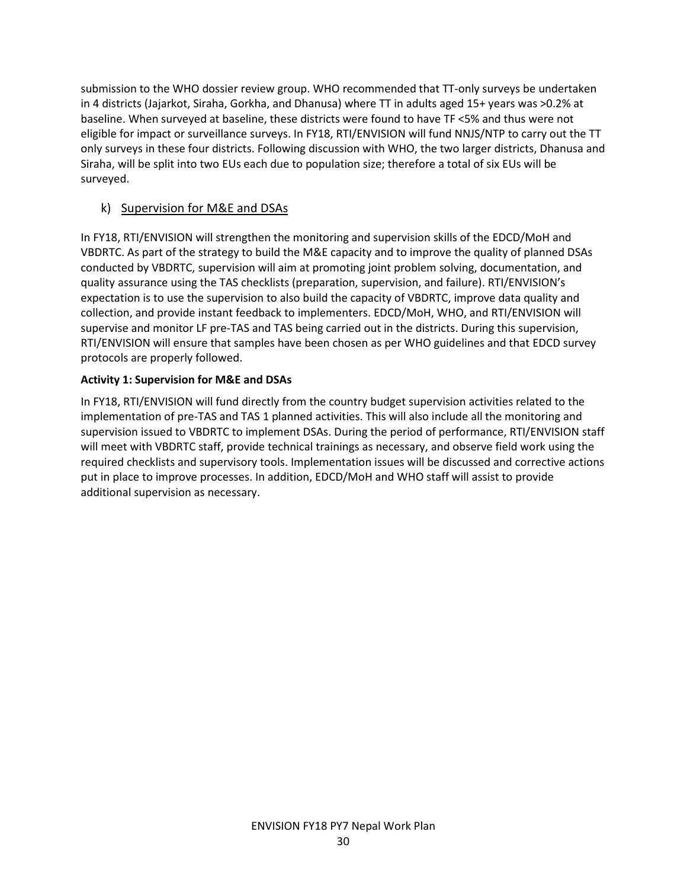submission to the WHO dossier review group. WHO recommended that TT-only surveys be undertaken in 4 districts (Jajarkot, Siraha, Gorkha, and Dhanusa) where TT in adults aged 15+ years was >0.2% at baseline. When surveyed at baseline, these districts were found to have TF <5% and thus were not eligible for impact or surveillance surveys. In FY18, RTI/ENVISION will fund NNJS/NTP to carry out the TT only surveys in these four districts. Following discussion with WHO, the two larger districts, Dhanusa and Siraha, will be split into two EUs each due to population size; therefore a total of six EUs will be surveyed.

### k) Supervision for M&E and DSAs

In FY18, RTI/ENVISION will strengthen the monitoring and supervision skills of the EDCD/MoH and VBDRTC. As part of the strategy to build the M&E capacity and to improve the quality of planned DSAs conducted by VBDRTC, supervision will aim at promoting joint problem solving, documentation, and quality assurance using the TAS checklists (preparation, supervision, and failure). RTI/ENVISION's expectation is to use the supervision to also build the capacity of VBDRTC, improve data quality and collection, and provide instant feedback to implementers. EDCD/MoH, WHO, and RTI/ENVISION will supervise and monitor LF pre-TAS and TAS being carried out in the districts. During this supervision, RTI/ENVISION will ensure that samples have been chosen as per WHO guidelines and that EDCD survey protocols are properly followed.

**Activity 1: Supervision for M&E and DSAs**

In FY18, RTI/ENVISION will fund directly from the country budget supervision activities related to the implementation of pre-TAS and TAS 1 planned activities. This will also include all the monitoring and supervision issued to VBDRTC to implement DSAs. During the period of performance, RTI/ENVISION staff will meet with VBDRTC staff, provide technical trainings as necessary, and observe field work using the required checklists and supervisory tools. Implementation issues will be discussed and corrective actions put in place to improve processes. In addition, EDCD/MoH and WHO staff will assist to provide additional supervision as necessary.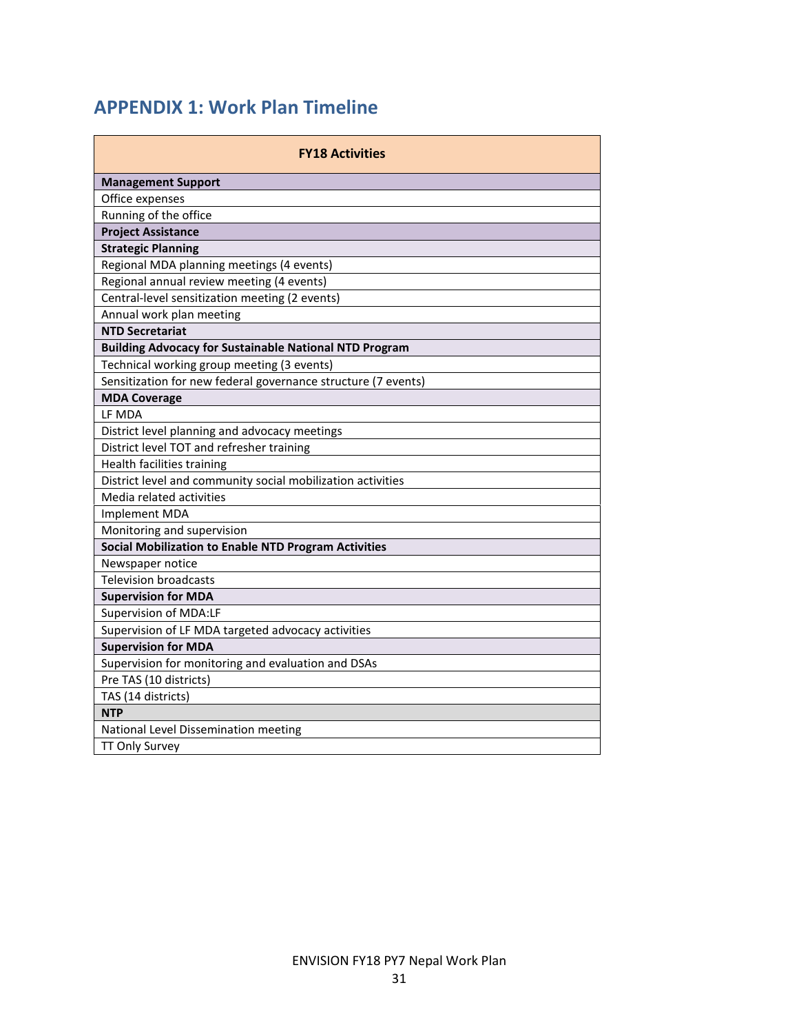## APPENDIX 1: Work Plan Timeline

| FY18 Activities |
|---|
| **Management Support** |
| Office expenses |
| Running of the office |
| **Project Assistance** |
| **Strategic Planning** |
| Regional MDA planning meetings (4 events) |
| Regional annual review meeting (4 events) |
| Central-level sensitization meeting (2 events) |
| Annual work plan meeting |
| **NTD Secretariat** |
| **Building Advocacy for Sustainable National NTD Program** |
| Technical working group meeting (3 events) |
| Sensitization for new federal governance structure (7 events) |
| **MDA Coverage** |
| LF MDA |
| District level planning and advocacy meetings |
| District level TOT and refresher training |
| Health facilities training |
| District level and community social mobilization activities |
| Media related activities |
| Implement MDA |
| Monitoring and supervision |
| **Social Mobilization to Enable NTD Program Activities** |
| Newspaper notice |
| Television broadcasts |
| **Supervision for MDA** |
| Supervision of MDA:LF |
| Supervision of LF MDA targeted advocacy activities |
| **Supervision for MDA** |
| Supervision for monitoring and evaluation and DSAs |
| Pre TAS (10 districts) |
| TAS (14 districts) |
| **NTP** |
| National Level Dissemination meeting |
| TT Only Survey |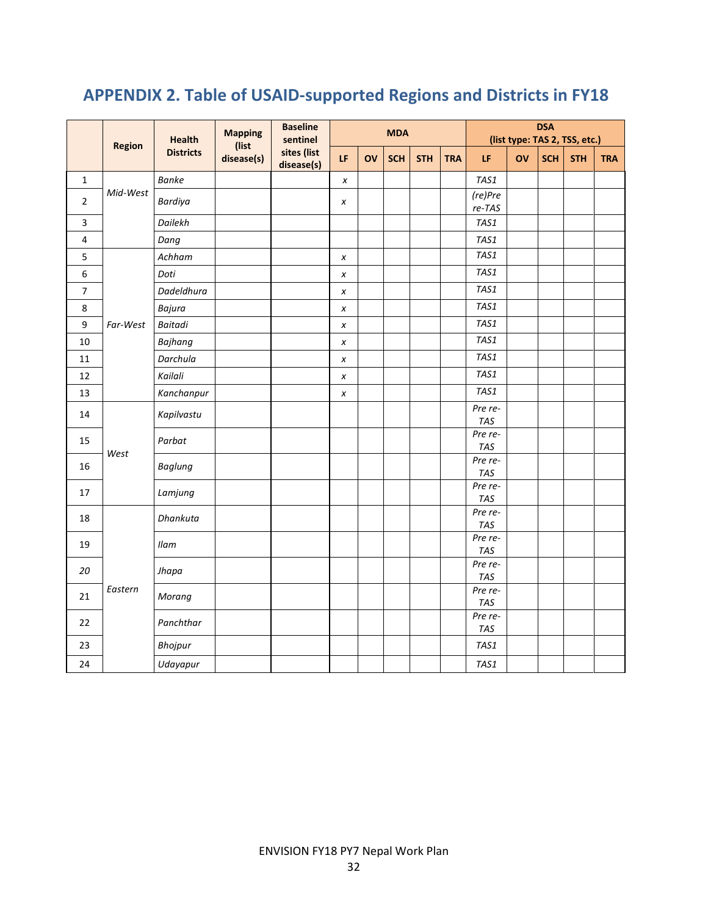## APPENDIX 2. Table of USAID-supported Regions and Districts in FY18

| | Region | Health Districts | Mapping (list disease(s) | Baseline sentinel sites (list disease(s) | MDA | | | | | DSA (list type: TAS 2, TSS, etc.) | | | | |
|---|---|---|---|---|---|---|---|---|---|---|---|---|---|---|
| | | | | | LF | OV | SCH | STH | TRA | LF | OV | SCH | STH | TRA |
| 1 | *Mid-West* | *Banke* | | | *x* | | | | | *TAS1* | | | | |
| 2 | | *Bardiya* | | | *x* | | | | | *(re)Pre re-TAS* | | | | |
| 3 | | *Dailekh* | | | | | | | | *TAS1* | | | | |
| 4 | | *Dang* | | | | | | | | *TAS1* | | | | |
| 5 | *Far-West* | *Achham* | | | *x* | | | | | *TAS1* | | | | |
| 6 | | *Doti* | | | *x* | | | | | *TAS1* | | | | |
| 7 | | *Dadeldhura* | | | *x* | | | | | *TAS1* | | | | |
| 8 | | *Bajura* | | | *x* | | | | | *TAS1* | | | | |
| 9 | | *Baitadi* | | | *x* | | | | | *TAS1* | | | | |
| 10 | | *Bajhang* | | | *x* | | | | | *TAS1* | | | | |
| 11 | | *Darchula* | | | *x* | | | | | *TAS1* | | | | |
| 12 | | *Kailali* | | | *x* | | | | | *TAS1* | | | | |
| 13 | | *Kanchanpur* | | | *x* | | | | | *TAS1* | | | | |
| 14 | *West* | *Kapilvastu* | | | | | | | | *Pre re-TAS* | | | | |
| 15 | | *Parbat* | | | | | | | | *Pre re-TAS* | | | | |
| 16 | | *Baglung* | | | | | | | | *Pre re-TAS* | | | | |
| 17 | | *Lamjung* | | | | | | | | *Pre re-TAS* | | | | |
| 18 | *Eastern* | *Dhankuta* | | | | | | | | *Pre re-TAS* | | | | |
| 19 | | *Ilam* | | | | | | | | *Pre re-TAS* | | | | |
| *20* | | *Jhapa* | | | | | | | | *Pre re-TAS* | | | | |
| 21 | | *Morang* | | | | | | | | *Pre re-TAS* | | | | |
| 22 | | *Panchthar* | | | | | | | | *Pre re-TAS* | | | | |
| 23 | | *Bhojpur* | | | | | | | | *TAS1* | | | | |
| 24 | | *Udayapur* | | | | | | | | *TAS1* | | | | |